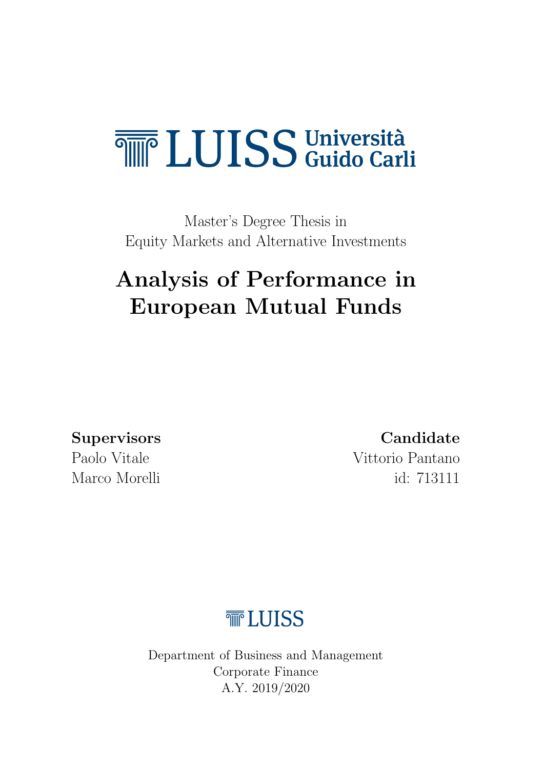LUISS Università Guido Carli

Master's Degree Thesis in
Equity Markets and Alternative Investments

# Analysis of Performance in European Mutual Funds

**Supervisors**
Paolo Vitale
Marco Morelli

**Candidate**
Vittorio Pantano
id: 713111

LUISS

Department of Business and Management
Corporate Finance
A.Y. 2019/2020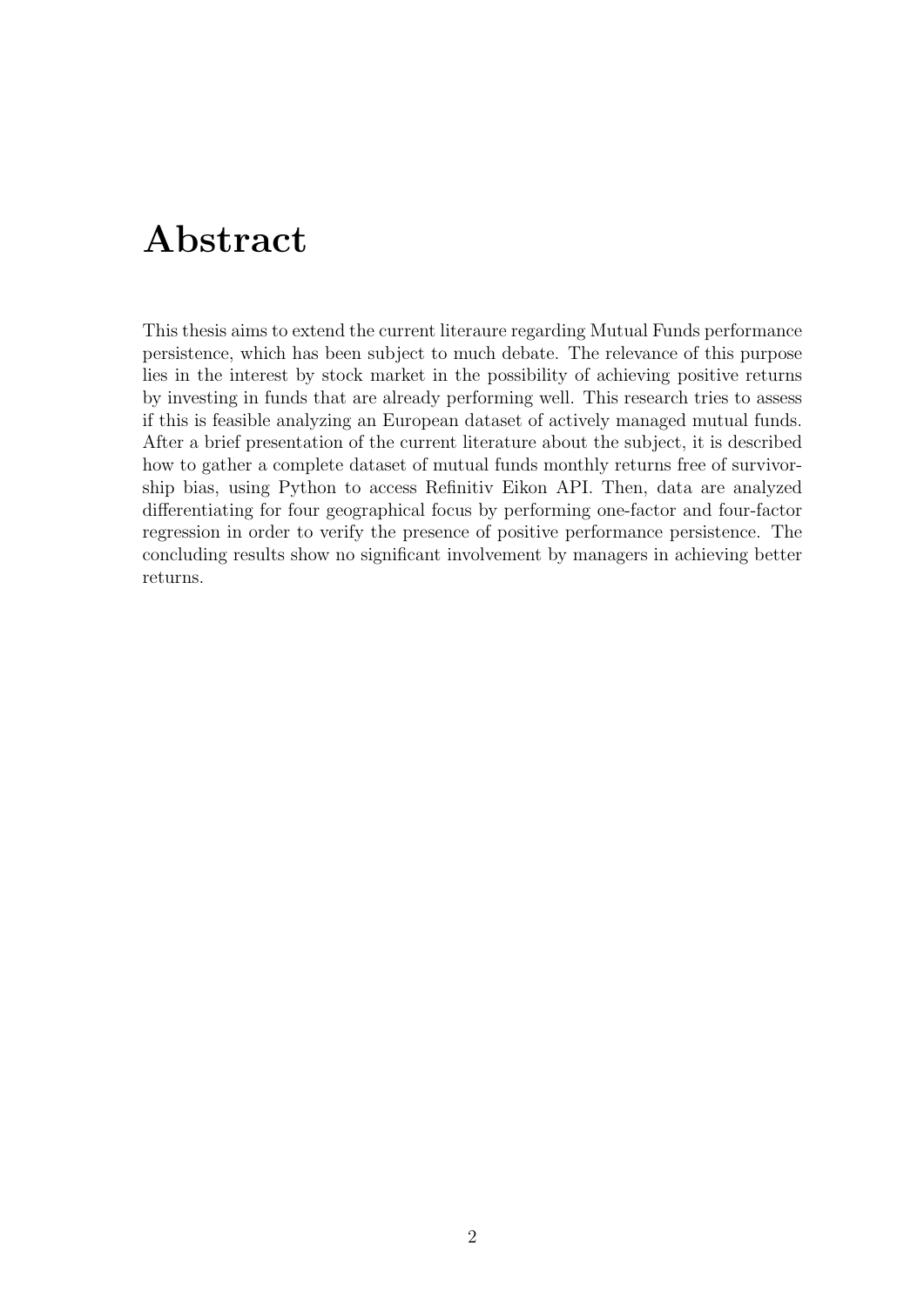# Abstract

This thesis aims to extend the current literaure regarding Mutual Funds performance persistence, which has been subject to much debate. The relevance of this purpose lies in the interest by stock market in the possibility of achieving positive returns by investing in funds that are already performing well. This research tries to assess if this is feasible analyzing an European dataset of actively managed mutual funds. After a brief presentation of the current literature about the subject, it is described how to gather a complete dataset of mutual funds monthly returns free of survivorship bias, using Python to access Refinitiv Eikon API. Then, data are analyzed differentiating for four geographical focus by performing one-factor and four-factor regression in order to verify the presence of positive performance persistence. The concluding results show no significant involvement by managers in achieving better returns.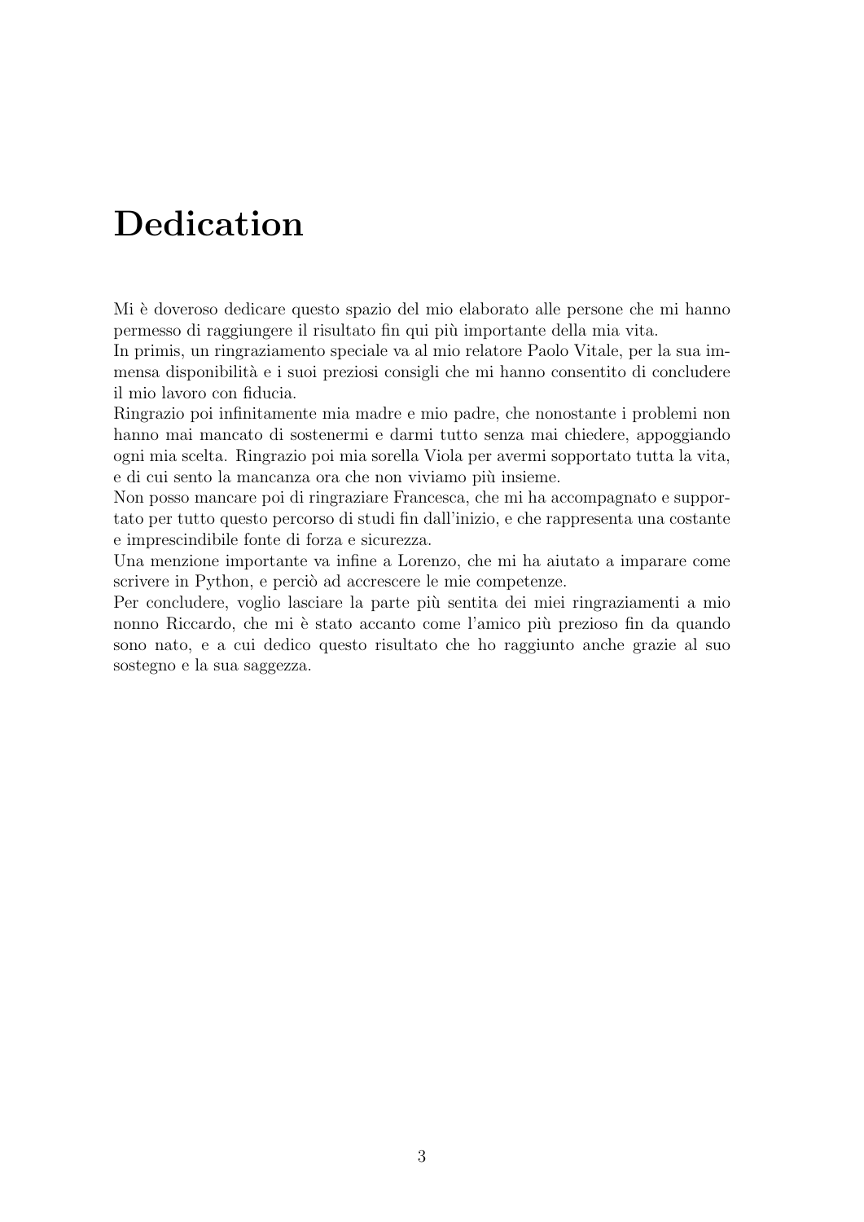# Dedication

Mi è doveroso dedicare questo spazio del mio elaborato alle persone che mi hanno permesso di raggiungere il risultato fin qui più importante della mia vita.
In primis, un ringraziamento speciale va al mio relatore Paolo Vitale, per la sua immensa disponibilità e i suoi preziosi consigli che mi hanno consentito di concludere il mio lavoro con fiducia.
Ringrazio poi infinitamente mia madre e mio padre, che nonostante i problemi non hanno mai mancato di sostenermi e darmi tutto senza mai chiedere, appoggiando ogni mia scelta. Ringrazio poi mia sorella Viola per avermi sopportato tutta la vita, e di cui sento la mancanza ora che non viviamo più insieme.
Non posso mancare poi di ringraziare Francesca, che mi ha accompagnato e supportato per tutto questo percorso di studi fin dall'inizio, e che rappresenta una costante e imprescindibile fonte di forza e sicurezza.
Una menzione importante va infine a Lorenzo, che mi ha aiutato a imparare come scrivere in Python, e perciò ad accrescere le mie competenze.
Per concludere, voglio lasciare la parte più sentita dei miei ringraziamenti a mio nonno Riccardo, che mi è stato accanto come l'amico più prezioso fin da quando sono nato, e a cui dedico questo risultato che ho raggiunto anche grazie al suo sostegno e la sua saggezza.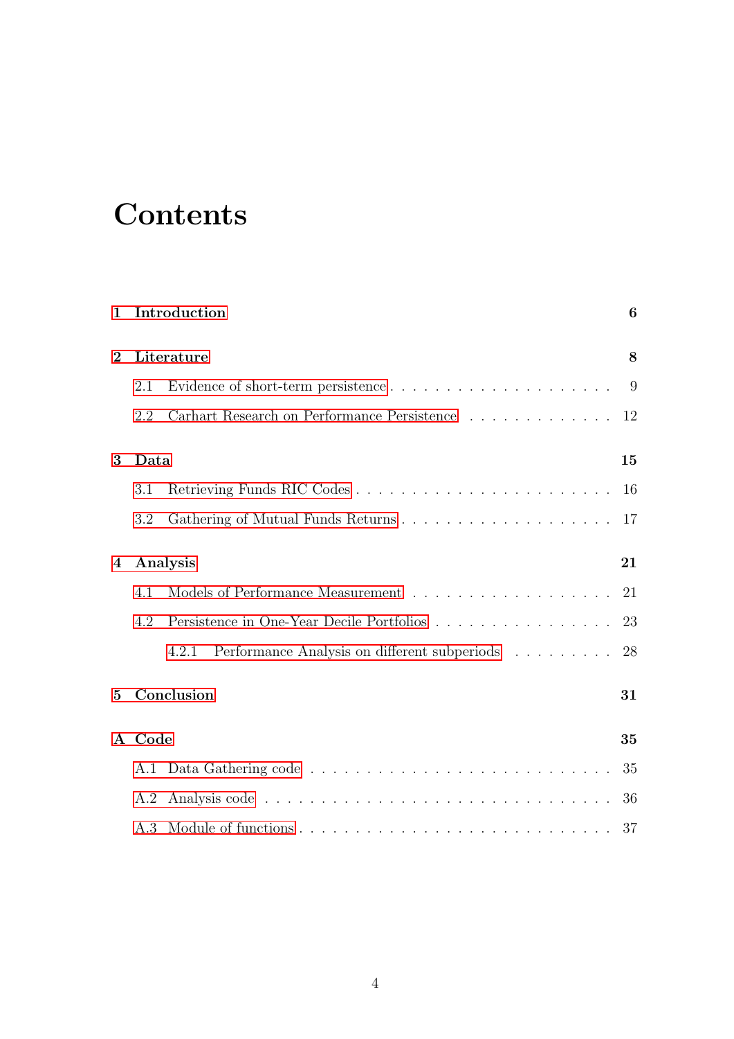# Contents

**1 Introduction** **6**

**2 Literature** **8**

- 2.1 Evidence of short-term persistence . . . . . . . . . . . . . . . . . . . . . . 9
- 2.2 Carhart Research on Performance Persistence . . . . . . . . . . . . . . 12

**3 Data** **15**

- 3.1 Retrieving Funds RIC Codes . . . . . . . . . . . . . . . . . . . . . . . . 16
- 3.2 Gathering of Mutual Funds Returns . . . . . . . . . . . . . . . . . . . . 17

**4 Analysis** **21**

- 4.1 Models of Performance Measurement . . . . . . . . . . . . . . . . . . . 21
- 4.2 Persistence in One-Year Decile Portfolios . . . . . . . . . . . . . . . . . 23
  - 4.2.1 Performance Analysis on different subperiods . . . . . . . . . . 28

**5 Conclusion** **31**

**A Code** **35**

- A.1 Data Gathering code . . . . . . . . . . . . . . . . . . . . . . . . . . . . 35
- A.2 Analysis code . . . . . . . . . . . . . . . . . . . . . . . . . . . . . . . . 36
- A.3 Module of functions . . . . . . . . . . . . . . . . . . . . . . . . . . . . . 37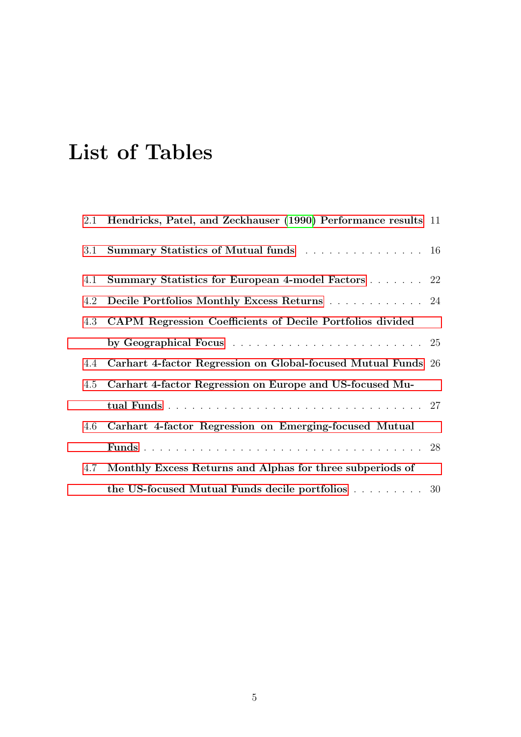# List of Tables

2.1 Hendricks, Patel, and Zeckhauser (1990) Performance results . . . 11

3.1 Summary Statistics of Mutual funds . . . . . . . . . . . . . . . . 16

4.1 Summary Statistics for European 4-model Factors . . . . . . . . 22

4.2 Decile Portfolios Monthly Excess Returns . . . . . . . . . . . . . 24

4.3 CAPM Regression Coefficients of Decile Portfolios divided by Geographical Focus . . . . . . . . . . . . . . . . . . . . . . . . 25

4.4 Carhart 4-factor Regression on Global-focused Mutual Funds . . . 26

4.5 Carhart 4-factor Regression on Europe and US-focused Mutual Funds . . . . . . . . . . . . . . . . . . . . . . . . . . . . . . . 27

4.6 Carhart 4-factor Regression on Emerging-focused Mutual Funds . . . . . . . . . . . . . . . . . . . . . . . . . . . . . . . . . 28

4.7 Monthly Excess Returns and Alphas for three subperiods of the US-focused Mutual Funds decile portfolios . . . . . . . . . . 30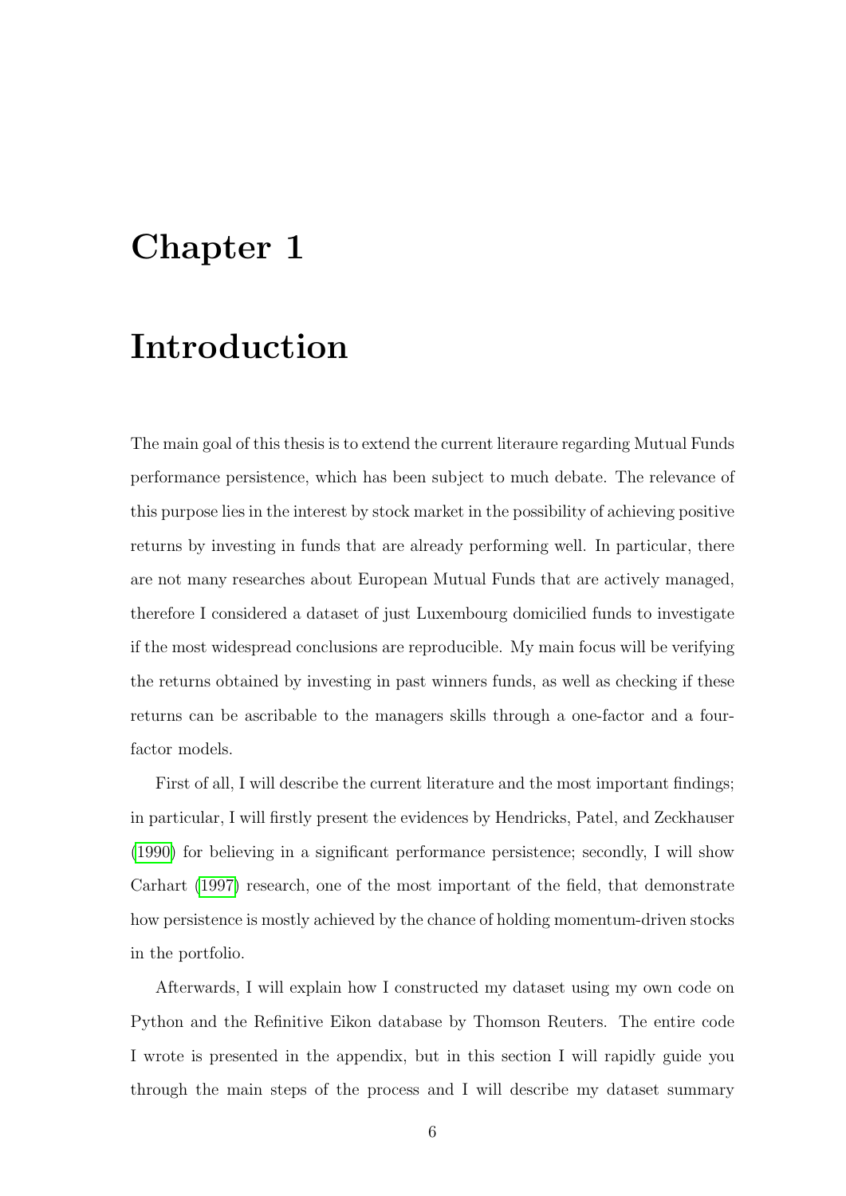# Chapter 1

# Introduction

The main goal of this thesis is to extend the current literaure regarding Mutual Funds performance persistence, which has been subject to much debate. The relevance of this purpose lies in the interest by stock market in the possibility of achieving positive returns by investing in funds that are already performing well. In particular, there are not many researches about European Mutual Funds that are actively managed, therefore I considered a dataset of just Luxembourg domicilied funds to investigate if the most widespread conclusions are reproducible. My main focus will be verifying the returns obtained by investing in past winners funds, as well as checking if these returns can be ascribable to the managers skills through a one-factor and a four-factor models.

First of all, I will describe the current literature and the most important findings; in particular, I will firstly present the evidences by Hendricks, Patel, and Zeckhauser (1990) for believing in a significant performance persistence; secondly, I will show Carhart (1997) research, one of the most important of the field, that demonstrate how persistence is mostly achieved by the chance of holding momentum-driven stocks in the portfolio.

Afterwards, I will explain how I constructed my dataset using my own code on Python and the Refinitive Eikon database by Thomson Reuters. The entire code I wrote is presented in the appendix, but in this section I will rapidly guide you through the main steps of the process and I will describe my dataset summary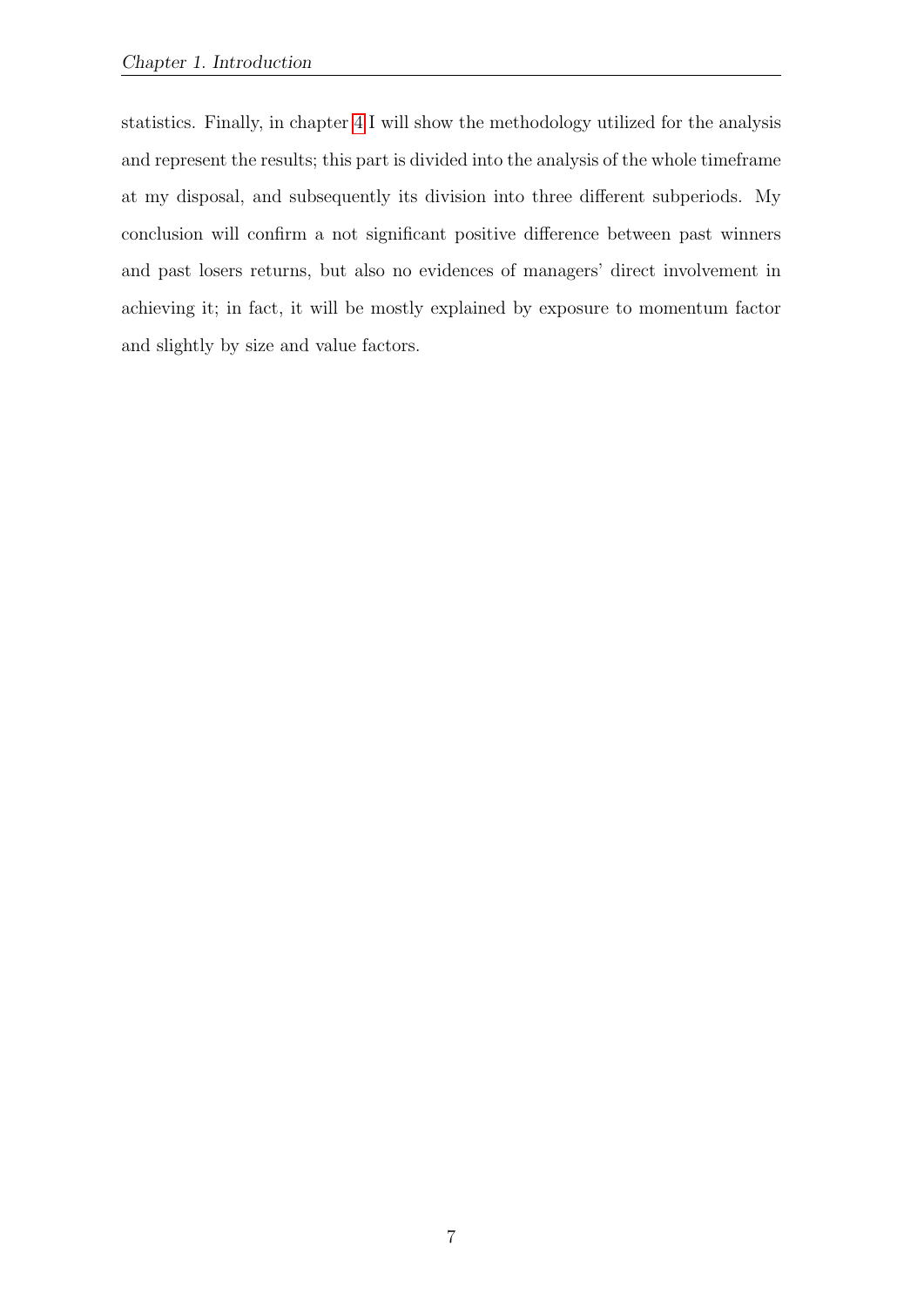statistics. Finally, in chapter 4 I will show the methodology utilized for the analysis and represent the results; this part is divided into the analysis of the whole timeframe at my disposal, and subsequently its division into three different subperiods. My conclusion will confirm a not significant positive difference between past winners and past losers returns, but also no evidences of managers' direct involvement in achieving it; in fact, it will be mostly explained by exposure to momentum factor and slightly by size and value factors.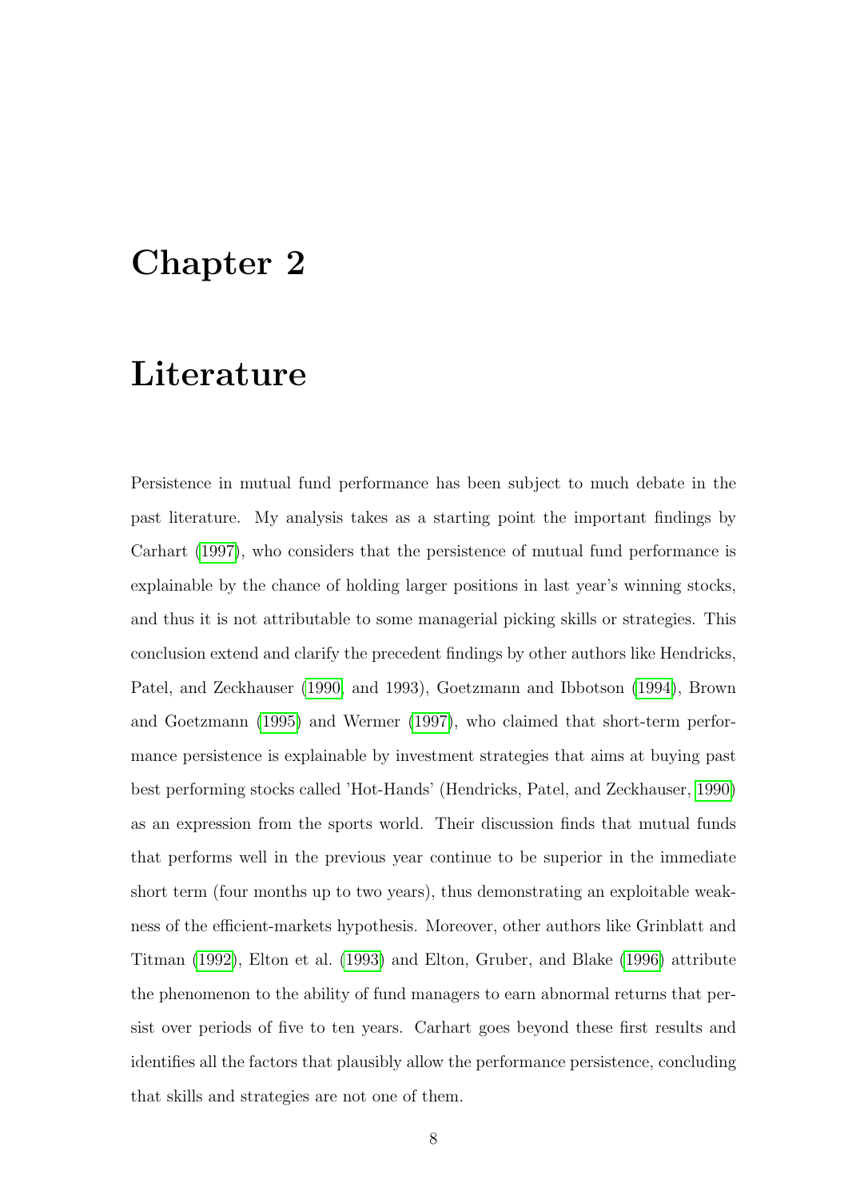# Chapter 2

# Literature

Persistence in mutual fund performance has been subject to much debate in the past literature. My analysis takes as a starting point the important findings by Carhart (1997), who considers that the persistence of mutual fund performance is explainable by the chance of holding larger positions in last year's winning stocks, and thus it is not attributable to some managerial picking skills or strategies. This conclusion extend and clarify the precedent findings by other authors like Hendricks, Patel, and Zeckhauser (1990 and 1993), Goetzmann and Ibbotson (1994), Brown and Goetzmann (1995) and Wermer (1997), who claimed that short-term performance persistence is explainable by investment strategies that aims at buying past best performing stocks called 'Hot-Hands' (Hendricks, Patel, and Zeckhauser, 1990) as an expression from the sports world. Their discussion finds that mutual funds that performs well in the previous year continue to be superior in the immediate short term (four months up to two years), thus demonstrating an exploitable weakness of the efficient-markets hypothesis. Moreover, other authors like Grinblatt and Titman (1992), Elton et al. (1993) and Elton, Gruber, and Blake (1996) attribute the phenomenon to the ability of fund managers to earn abnormal returns that persist over periods of five to ten years. Carhart goes beyond these first results and identifies all the factors that plausibly allow the performance persistence, concluding that skills and strategies are not one of them.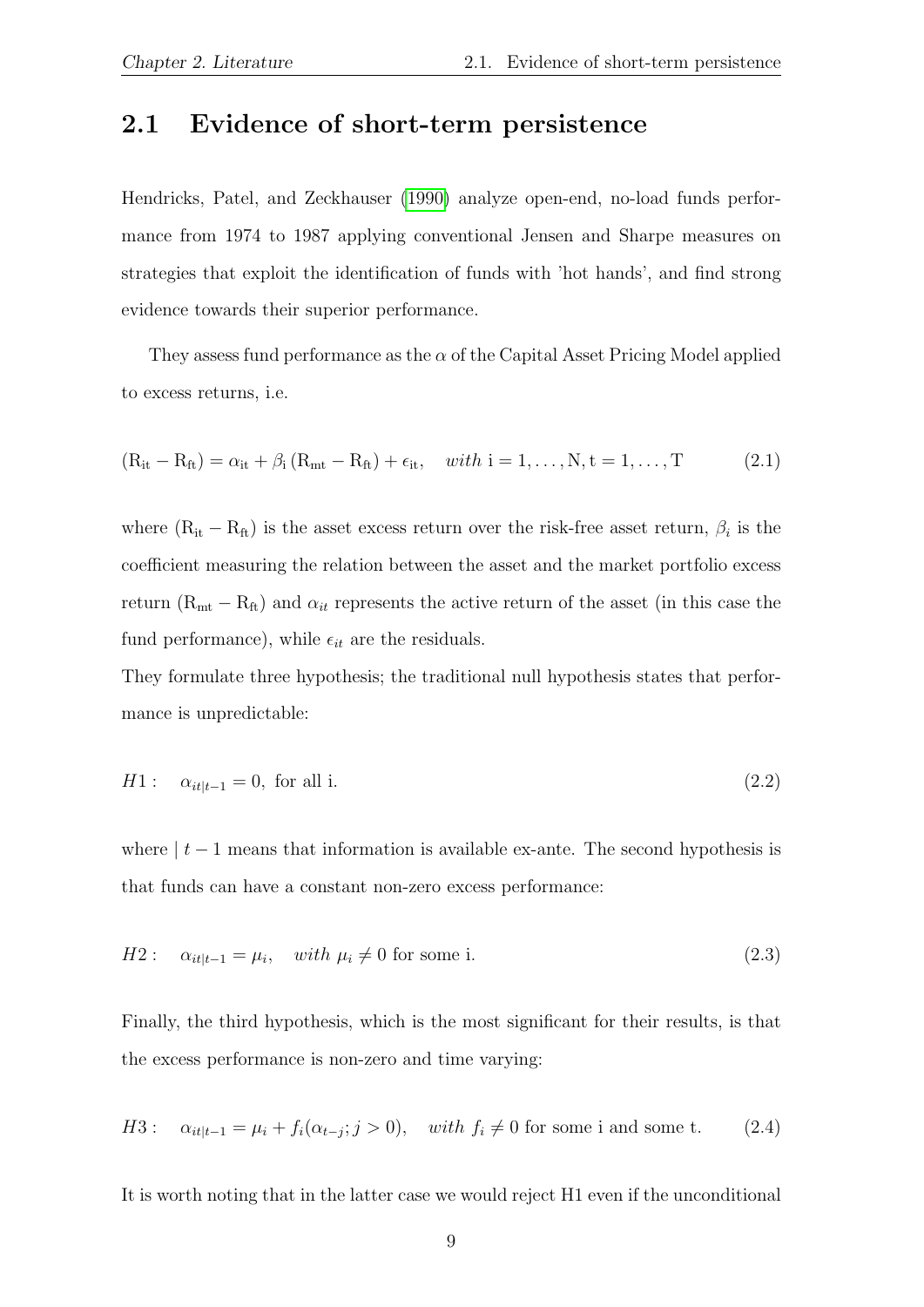## 2.1 Evidence of short-term persistence

Hendricks, Patel, and Zeckhauser (1990) analyze open-end, no-load funds performance from 1974 to 1987 applying conventional Jensen and Sharpe measures on strategies that exploit the identification of funds with 'hot hands', and find strong evidence towards their superior performance.

They assess fund performance as the $\alpha$ of the Capital Asset Pricing Model applied to excess returns, i.e.

$$(\mathrm{R_{it}} - \mathrm{R_{ft}}) = \alpha_{\mathrm{it}} + \beta_{\mathrm{i}} (\mathrm{R_{mt}} - \mathrm{R_{ft}}) + \epsilon_{\mathrm{it}}, \quad with \ \mathrm{i} = 1, \ldots, \mathrm{N}, \mathrm{t} = 1, \ldots, \mathrm{T} \tag{2.1}$$

where $(\mathrm{R_{it}} - \mathrm{R_{ft}})$ is the asset excess return over the risk-free asset return, $\beta_i$ is the coefficient measuring the relation between the asset and the market portfolio excess return $(\mathrm{R_{mt}} - \mathrm{R_{ft}})$ and $\alpha_{it}$ represents the active return of the asset (in this case the fund performance), while $\epsilon_{it}$ are the residuals.

They formulate three hypothesis; the traditional null hypothesis states that performance is unpredictable:

$$H1: \quad \alpha_{it|t-1} = 0, \text{ for all i.} \tag{2.2}$$

where $| \, t-1$ means that information is available ex-ante. The second hypothesis is that funds can have a constant non-zero excess performance:

$$H2: \quad \alpha_{it|t-1} = \mu_i, \quad with \ \mu_i \neq 0 \text{ for some i.} \tag{2.3}$$

Finally, the third hypothesis, which is the most significant for their results, is that the excess performance is non-zero and time varying:

$$H3: \quad \alpha_{it|t-1} = \mu_i + f_i(\alpha_{t-j}; j > 0), \quad with \ f_i \neq 0 \text{ for some i and some t.} \tag{2.4}$$

It is worth noting that in the latter case we would reject H1 even if the unconditional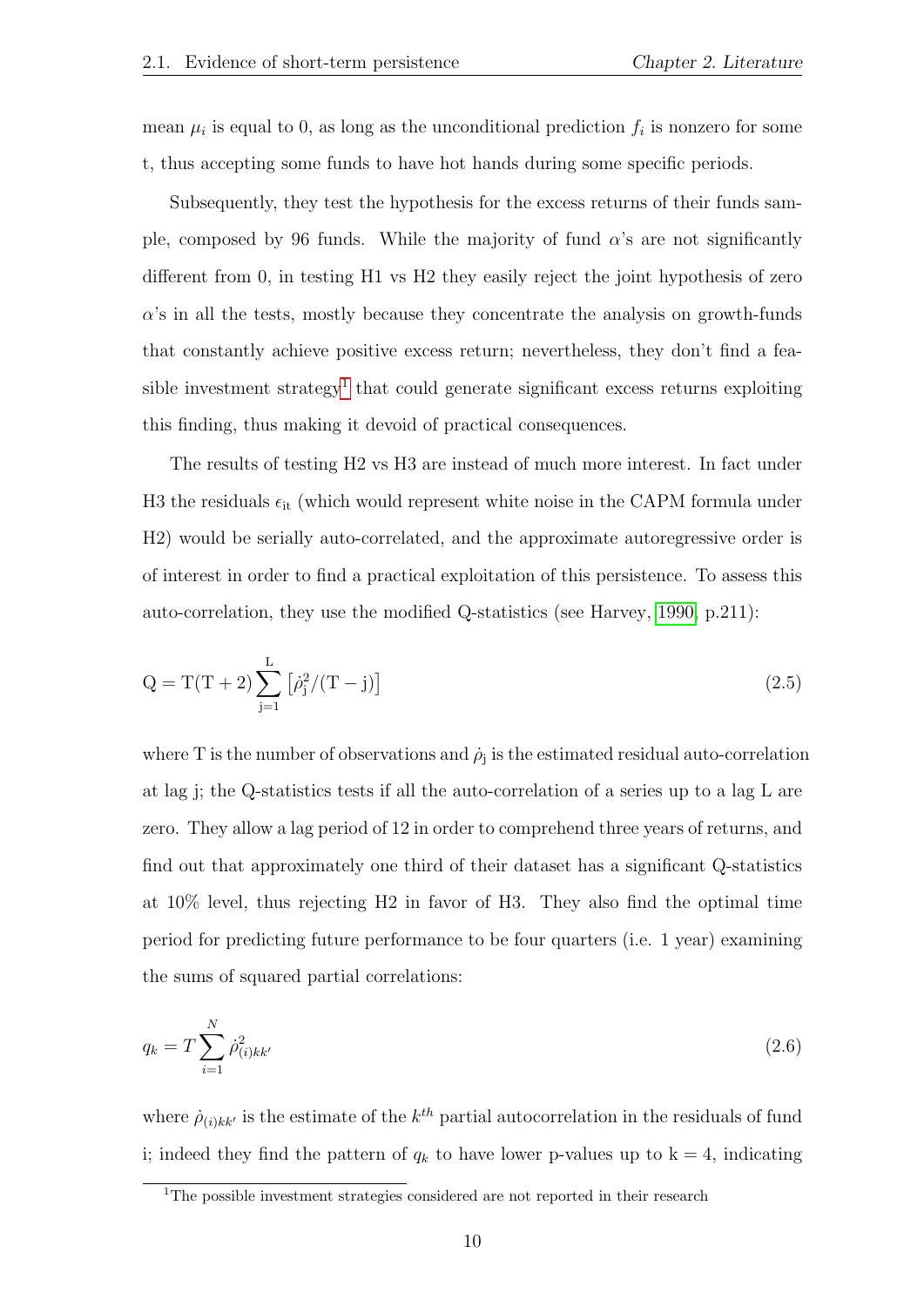mean $\mu_i$ is equal to 0, as long as the unconditional prediction $f_i$ is nonzero for some t, thus accepting some funds to have hot hands during some specific periods.

Subsequently, they test the hypothesis for the excess returns of their funds sample, composed by 96 funds. While the majority of fund $\alpha$'s are not significantly different from 0, in testing H1 vs H2 they easily reject the joint hypothesis of zero $\alpha$'s in all the tests, mostly because they concentrate the analysis on growth-funds that constantly achieve positive excess return; nevertheless, they don't find a feasible investment strategy[1] that could generate significant excess returns exploiting this finding, thus making it devoid of practical consequences.

The results of testing H2 vs H3 are instead of much more interest. In fact under H3 the residuals $\epsilon_{\mathrm{it}}$ (which would represent white noise in the CAPM formula under H2) would be serially auto-correlated, and the approximate autoregressive order is of interest in order to find a practical exploitation of this persistence. To assess this auto-correlation, they use the modified Q-statistics (see Harvey, 1990, p.211):

$$\mathrm{Q} = \mathrm{T}(\mathrm{T}+2)\sum_{\mathrm{j}=1}^{\mathrm{L}}\left[\dot{\rho}_{\mathrm{j}}^{2}/(\mathrm{T}-\mathrm{j})\right] \tag{2.5}$$

where T is the number of observations and $\dot{\rho}_{\mathrm{j}}$ is the estimated residual auto-correlation at lag j; the Q-statistics tests if all the auto-correlation of a series up to a lag L are zero. They allow a lag period of 12 in order to comprehend three years of returns, and find out that approximately one third of their dataset has a significant Q-statistics at 10% level, thus rejecting H2 in favor of H3. They also find the optimal time period for predicting future performance to be four quarters (i.e. 1 year) examining the sums of squared partial correlations:

$$q_k = T\sum_{i=1}^{N}\dot{\rho}_{(i)kk'}^{2} \tag{2.6}$$

where $\dot{\rho}_{(i)kk'}$ is the estimate of the $k^{th}$ partial autocorrelation in the residuals of fund i; indeed they find the pattern of $q_k$ to have lower p-values up to k = 4, indicating

[1] The possible investment strategies considered are not reported in their research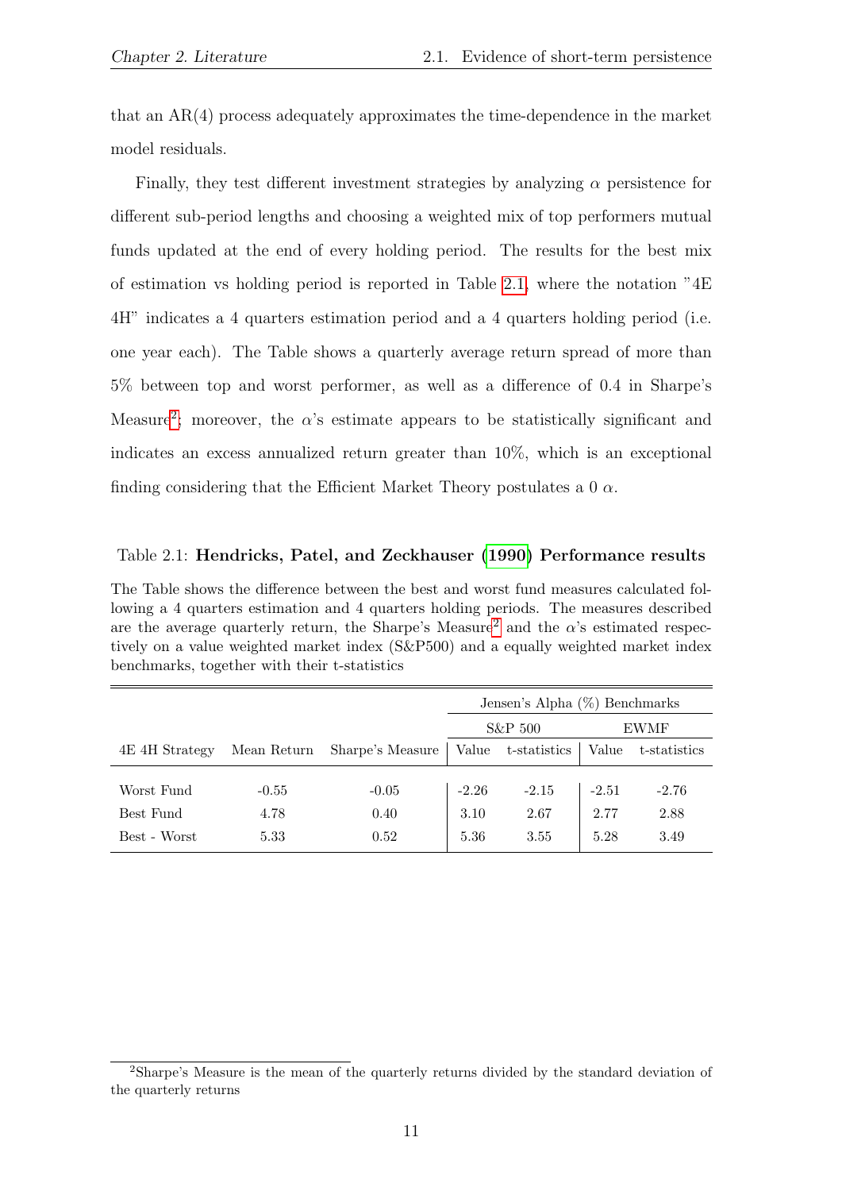that an AR(4) process adequately approximates the time-dependence in the market model residuals.

Finally, they test different investment strategies by analyzing $\alpha$ persistence for different sub-period lengths and choosing a weighted mix of top performers mutual funds updated at the end of every holding period. The results for the best mix of estimation vs holding period is reported in Table 2.1, where the notation "4E 4H" indicates a 4 quarters estimation period and a 4 quarters holding period (i.e. one year each). The Table shows a quarterly average return spread of more than 5% between top and worst performer, as well as a difference of 0.4 in Sharpe's Measure[2]; moreover, the $\alpha$'s estimate appears to be statistically significant and indicates an excess annualized return greater than 10%, which is an exceptional finding considering that the Efficient Market Theory postulates a 0 $\alpha$.

Table 2.1: **Hendricks, Patel, and Zeckhauser (1990) Performance results**

The Table shows the difference between the best and worst fund measures calculated following a 4 quarters estimation and 4 quarters holding periods. The measures described are the average quarterly return, the Sharpe's Measure[2] and the $\alpha$'s estimated respectively on a value weighted market index (S&P500) and a equally weighted market index benchmarks, together with their t-statistics

| | | | Jensen's Alpha (%) Benchmarks | | | |
|---|---|---|---|---|---|---|
| | | | S&P 500 | | EWMF | |
| 4E 4H Strategy | Mean Return | Sharpe's Measure | Value | t-statistics | Value | t-statistics |
| Worst Fund | -0.55 | -0.05 | -2.26 | -2.15 | -2.51 | -2.76 |
| Best Fund | 4.78 | 0.40 | 3.10 | 2.67 | 2.77 | 2.88 |
| Best - Worst | 5.33 | 0.52 | 5.36 | 3.55 | 5.28 | 3.49 |

[2] Sharpe's Measure is the mean of the quarterly returns divided by the standard deviation of the quarterly returns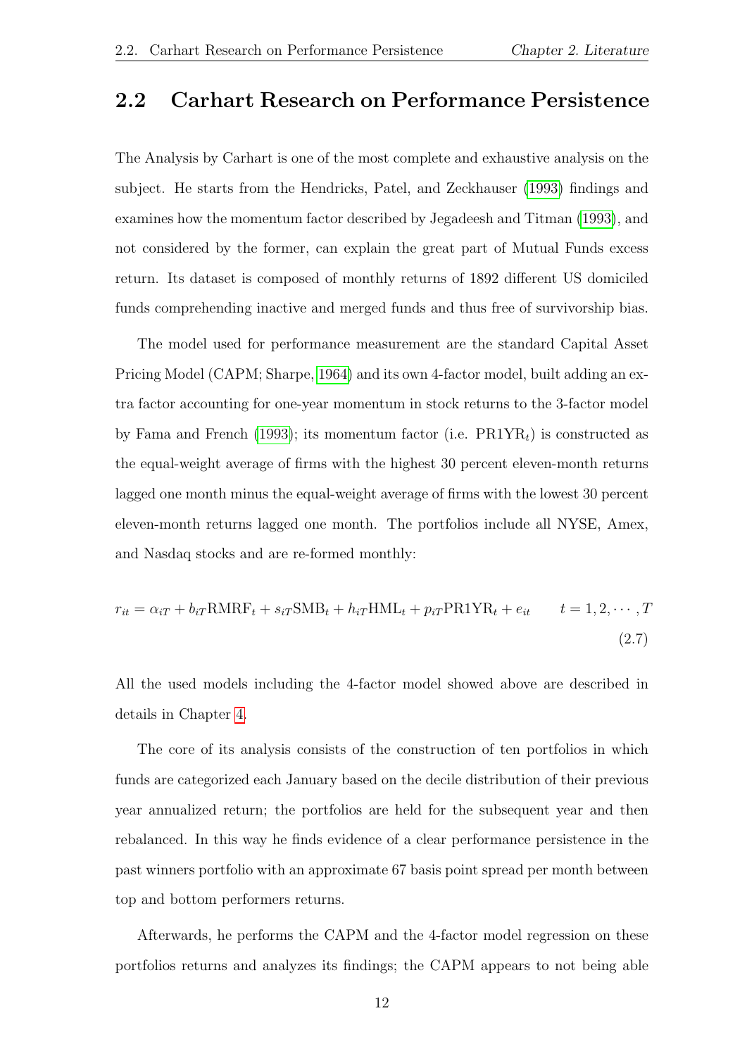## 2.2 Carhart Research on Performance Persistence

The Analysis by Carhart is one of the most complete and exhaustive analysis on the subject. He starts from the Hendricks, Patel, and Zeckhauser (1993) findings and examines how the momentum factor described by Jegadeesh and Titman (1993), and not considered by the former, can explain the great part of Mutual Funds excess return. Its dataset is composed of monthly returns of 1892 different US domiciled funds comprehending inactive and merged funds and thus free of survivorship bias.

The model used for performance measurement are the standard Capital Asset Pricing Model (CAPM; Sharpe, 1964) and its own 4-factor model, built adding an extra factor accounting for one-year momentum in stock returns to the 3-factor model by Fama and French (1993); its momentum factor (i.e. $\text{PR1YR}_t$) is constructed as the equal-weight average of firms with the highest 30 percent eleven-month returns lagged one month minus the equal-weight average of firms with the lowest 30 percent eleven-month returns lagged one month. The portfolios include all NYSE, Amex, and Nasdaq stocks and are re-formed monthly:

$$r_{it} = \alpha_{iT} + b_{iT}\text{RMRF}_t + s_{iT}\text{SMB}_t + h_{iT}\text{HML}_t + p_{iT}\text{PR1YR}_t + e_{it} \qquad t = 1, 2, \cdots, T \tag{2.7}$$

All the used models including the 4-factor model showed above are described in details in Chapter 4.

The core of its analysis consists of the construction of ten portfolios in which funds are categorized each January based on the decile distribution of their previous year annualized return; the portfolios are held for the subsequent year and then rebalanced. In this way he finds evidence of a clear performance persistence in the past winners portfolio with an approximate 67 basis point spread per month between top and bottom performers returns.

Afterwards, he performs the CAPM and the 4-factor model regression on these portfolios returns and analyzes its findings; the CAPM appears to not being able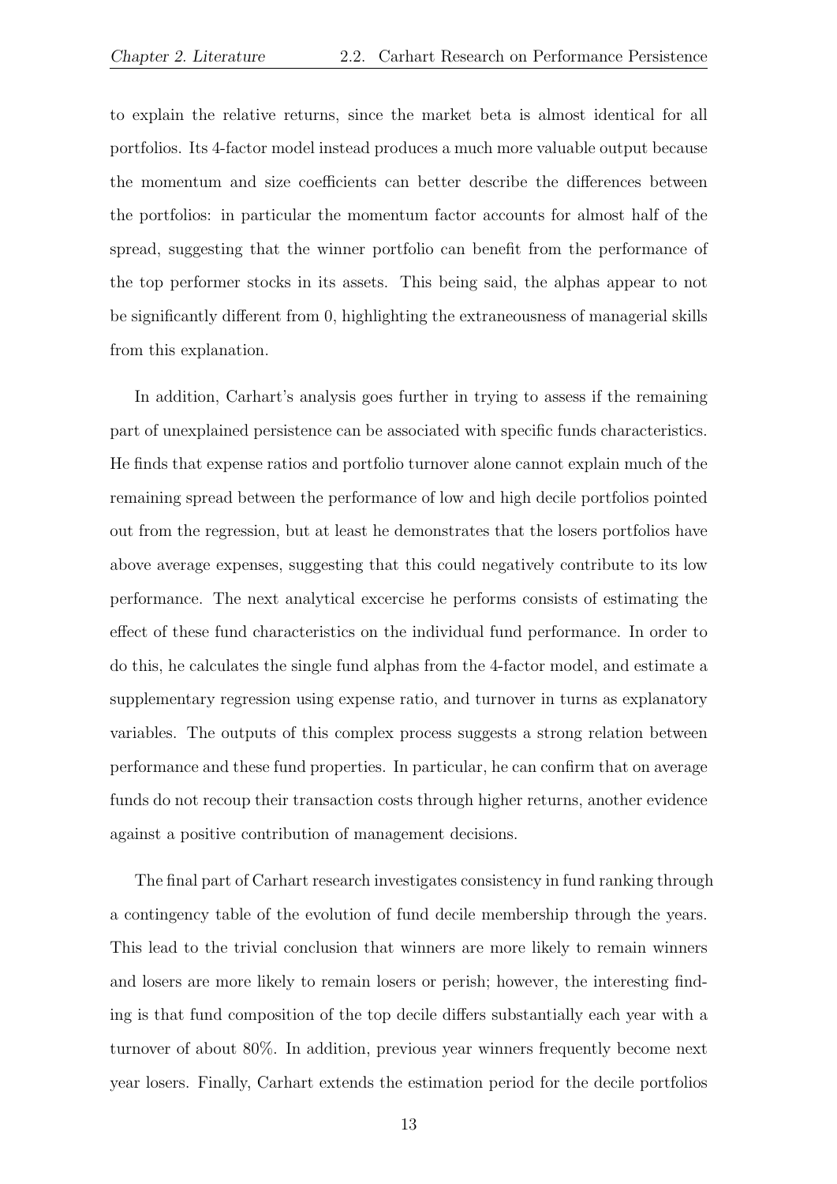to explain the relative returns, since the market beta is almost identical for all portfolios. Its 4-factor model instead produces a much more valuable output because the momentum and size coefficients can better describe the differences between the portfolios: in particular the momentum factor accounts for almost half of the spread, suggesting that the winner portfolio can benefit from the performance of the top performer stocks in its assets. This being said, the alphas appear to not be significantly different from 0, highlighting the extraneousness of managerial skills from this explanation.

In addition, Carhart's analysis goes further in trying to assess if the remaining part of unexplained persistence can be associated with specific funds characteristics. He finds that expense ratios and portfolio turnover alone cannot explain much of the remaining spread between the performance of low and high decile portfolios pointed out from the regression, but at least he demonstrates that the losers portfolios have above average expenses, suggesting that this could negatively contribute to its low performance. The next analytical excercise he performs consists of estimating the effect of these fund characteristics on the individual fund performance. In order to do this, he calculates the single fund alphas from the 4-factor model, and estimate a supplementary regression using expense ratio, and turnover in turns as explanatory variables. The outputs of this complex process suggests a strong relation between performance and these fund properties. In particular, he can confirm that on average funds do not recoup their transaction costs through higher returns, another evidence against a positive contribution of management decisions.

The final part of Carhart research investigates consistency in fund ranking through a contingency table of the evolution of fund decile membership through the years. This lead to the trivial conclusion that winners are more likely to remain winners and losers are more likely to remain losers or perish; however, the interesting finding is that fund composition of the top decile differs substantially each year with a turnover of about 80%. In addition, previous year winners frequently become next year losers. Finally, Carhart extends the estimation period for the decile portfolios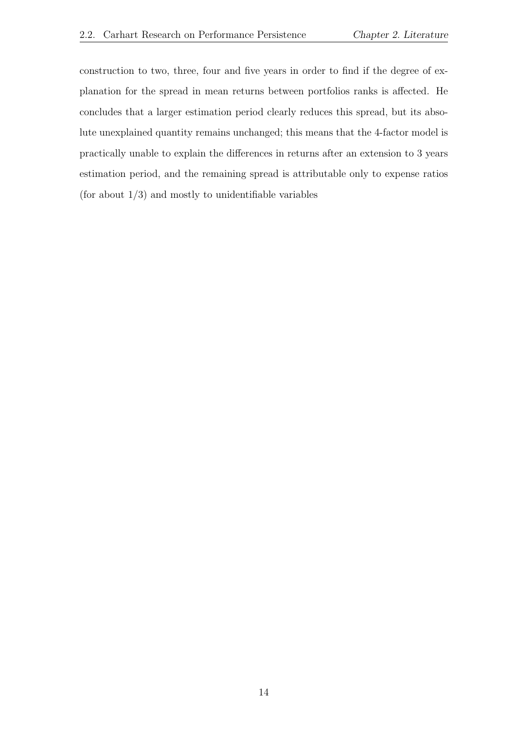construction to two, three, four and five years in order to find if the degree of explanation for the spread in mean returns between portfolios ranks is affected. He concludes that a larger estimation period clearly reduces this spread, but its absolute unexplained quantity remains unchanged; this means that the 4-factor model is practically unable to explain the differences in returns after an extension to 3 years estimation period, and the remaining spread is attributable only to expense ratios (for about 1/3) and mostly to unidentifiable variables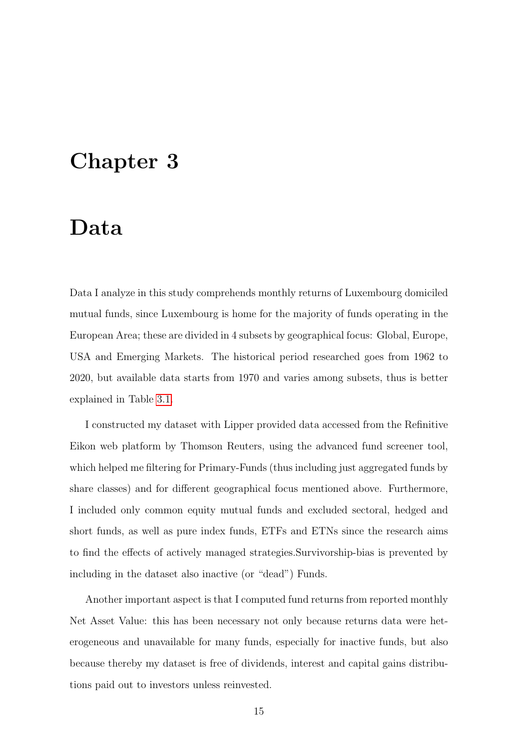# Chapter 3

# Data

Data I analyze in this study comprehends monthly returns of Luxembourg domiciled mutual funds, since Luxembourg is home for the majority of funds operating in the European Area; these are divided in 4 subsets by geographical focus: Global, Europe, USA and Emerging Markets. The historical period researched goes from 1962 to 2020, but available data starts from 1970 and varies among subsets, thus is better explained in Table 3.1.

I constructed my dataset with Lipper provided data accessed from the Refinitive Eikon web platform by Thomson Reuters, using the advanced fund screener tool, which helped me filtering for Primary-Funds (thus including just aggregated funds by share classes) and for different geographical focus mentioned above. Furthermore, I included only common equity mutual funds and excluded sectoral, hedged and short funds, as well as pure index funds, ETFs and ETNs since the research aims to find the effects of actively managed strategies.Survivorship-bias is prevented by including in the dataset also inactive (or "dead") Funds.

Another important aspect is that I computed fund returns from reported monthly Net Asset Value: this has been necessary not only because returns data were heterogeneous and unavailable for many funds, especially for inactive funds, but also because thereby my dataset is free of dividends, interest and capital gains distributions paid out to investors unless reinvested.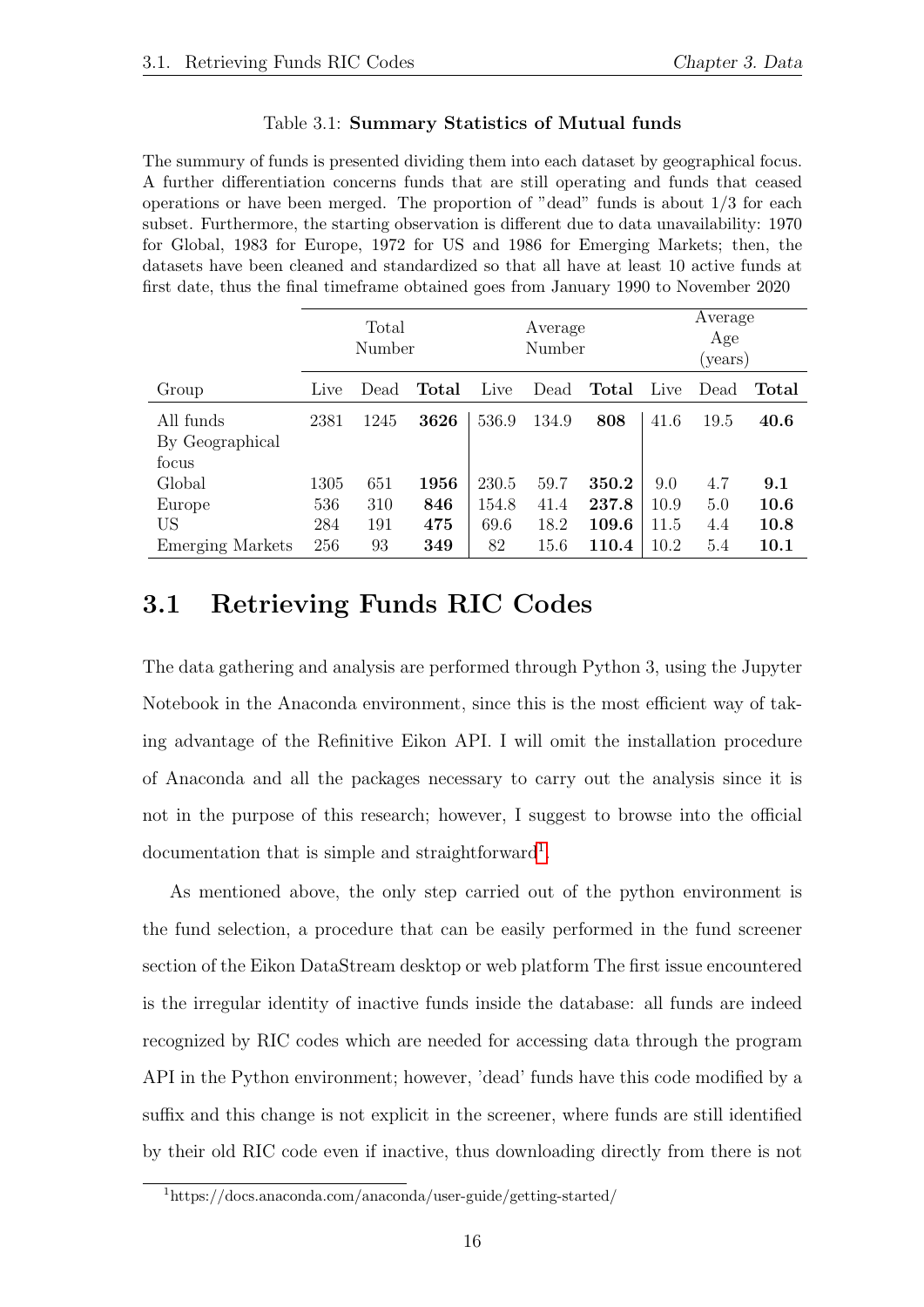Table 3.1: **Summary Statistics of Mutual funds**

The summury of funds is presented dividing them into each dataset by geographical focus. A further differentiation concerns funds that are still operating and funds that ceased operations or have been merged. The proportion of "dead" funds is about 1/3 for each subset. Furthermore, the starting observation is different due to data unavailability: 1970 for Global, 1983 for Europe, 1972 for US and 1986 for Emerging Markets; then, the datasets have been cleaned and standardized so that all have at least 10 active funds at first date, thus the final timeframe obtained goes from January 1990 to November 2020

| | Total Number | | | Average Number | | | Average Age (years) | | |
|---|---|---|---|---|---|---|---|---|---|
| Group | Live | Dead | **Total** | Live | Dead | **Total** | Live | Dead | **Total** |
| All funds | 2381 | 1245 | **3626** | 536.9 | 134.9 | **808** | 41.6 | 19.5 | **40.6** |
| By Geographical focus | | | | | | | | | |
| Global | 1305 | 651 | **1956** | 230.5 | 59.7 | **350.2** | 9.0 | 4.7 | **9.1** |
| Europe | 536 | 310 | **846** | 154.8 | 41.4 | **237.8** | 10.9 | 5.0 | **10.6** |
| US | 284 | 191 | **475** | 69.6 | 18.2 | **109.6** | 11.5 | 4.4 | **10.8** |
| Emerging Markets | 256 | 93 | **349** | 82 | 15.6 | **110.4** | 10.2 | 5.4 | **10.1** |

## 3.1 Retrieving Funds RIC Codes

The data gathering and analysis are performed through Python 3, using the Jupyter Notebook in the Anaconda environment, since this is the most efficient way of taking advantage of the Refinitive Eikon API. I will omit the installation procedure of Anaconda and all the packages necessary to carry out the analysis since it is not in the purpose of this research; however, I suggest to browse into the official documentation that is simple and straightforward[1].

As mentioned above, the only step carried out of the python environment is the fund selection, a procedure that can be easily performed in the fund screener section of the Eikon DataStream desktop or web platform The first issue encountered is the irregular identity of inactive funds inside the database: all funds are indeed recognized by RIC codes which are needed for accessing data through the program API in the Python environment; however, 'dead' funds have this code modified by a suffix and this change is not explicit in the screener, where funds are still identified by their old RIC code even if inactive, thus downloading directly from there is not

[1] https://docs.anaconda.com/anaconda/user-guide/getting-started/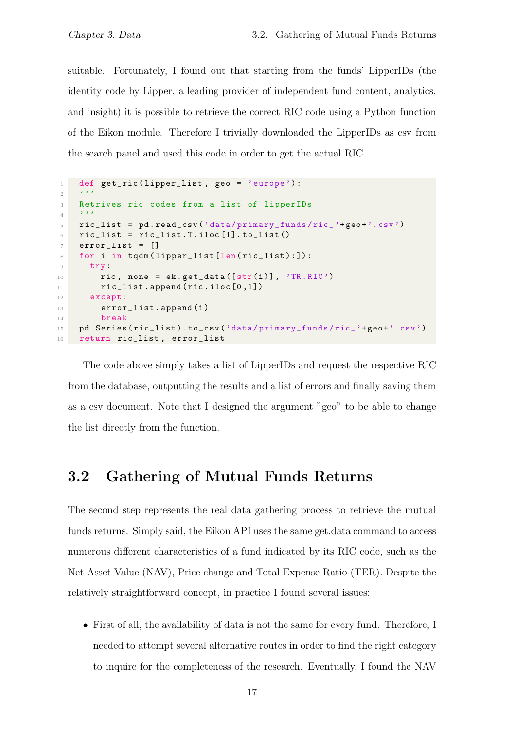suitable. Fortunately, I found out that starting from the funds' LipperIDs (the identity code by Lipper, a leading provider of independent fund content, analytics, and insight) it is possible to retrieve the correct RIC code using a Python function of the Eikon module. Therefore I trivially downloaded the LipperIDs as csv from the search panel and used this code in order to get the actual RIC.

```python
def get_ric(lipper_list, geo = 'europe'):
    '''
    Retrives ric codes from a list of lipperIDs
    '''
    ric_list = pd.read_csv('data/primary_funds/ric_'+geo+'.csv')
    ric_list = ric_list.T.iloc[1].to_list()
    error_list = []
    for i in tqdm(lipper_list[len(ric_list):]):
      try:
        ric, none = ek.get_data([str(i)], 'TR.RIC')
        ric_list.append(ric.iloc[0,1])
      except:
        error_list.append(i)
        break
    pd.Series(ric_list).to_csv('data/primary_funds/ric_'+geo+'.csv')
    return ric_list, error_list
```

The code above simply takes a list of LipperIDs and request the respective RIC from the database, outputting the results and a list of errors and finally saving them as a csv document. Note that I designed the argument "geo" to be able to change the list directly from the function.

## 3.2 Gathering of Mutual Funds Returns

The second step represents the real data gathering process to retrieve the mutual funds returns. Simply said, the Eikon API uses the same get.data command to access numerous different characteristics of a fund indicated by its RIC code, such as the Net Asset Value (NAV), Price change and Total Expense Ratio (TER). Despite the relatively straightforward concept, in practice I found several issues:

- First of all, the availability of data is not the same for every fund. Therefore, I needed to attempt several alternative routes in order to find the right category to inquire for the completeness of the research. Eventually, I found the NAV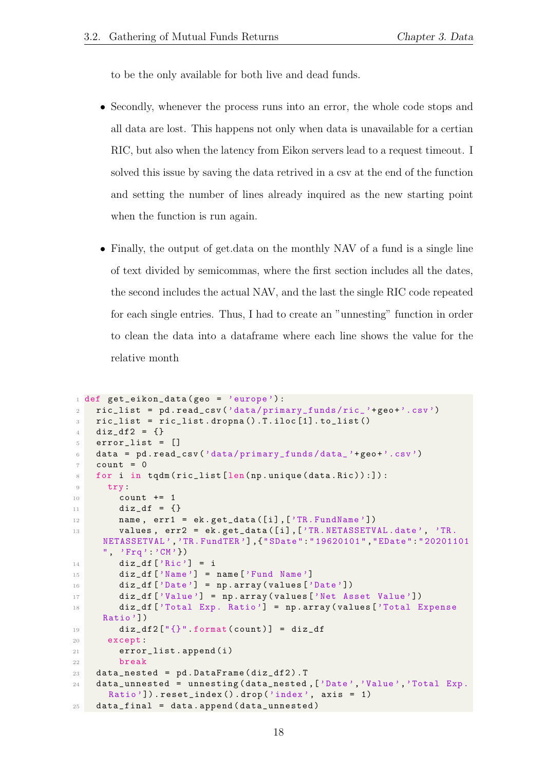to be the only available for both live and dead funds.

- Secondly, whenever the process runs into an error, the whole code stops and all data are lost. This happens not only when data is unavailable for a certian RIC, but also when the latency from Eikon servers lead to a request timeout. I solved this issue by saving the data retrived in a csv at the end of the function and setting the number of lines already inquired as the new starting point when the function is run again.

- Finally, the output of get.data on the monthly NAV of a fund is a single line of text divided by semicommas, where the first section includes all the dates, the second includes the actual NAV, and the last the single RIC code repeated for each single entries. Thus, I had to create an "unnesting" function in order to clean the data into a dataframe where each line shows the value for the relative month

```
def get_eikon_data(geo = 'europe'):
  ric_list = pd.read_csv('data/primary_funds/ric_'+geo+'.csv')
  ric_list = ric_list.dropna().T.iloc[1].to_list()
  diz_df2 = {}
  error_list = []
  data = pd.read_csv('data/primary_funds/data_'+geo+'.csv')
  count = 0
  for i in tqdm(ric_list[len(np.unique(data.Ric)):]):
    try:
      count += 1
      diz_df = {}
      name, err1 = ek.get_data([i],['TR.FundName'])
      values, err2 = ek.get_data([i],['TR.NETASSETVAL.date', 'TR.NETASSETVAL','TR.FundTER'],{"SDate":"19620101","EDate":"20201101", 'Frq':'CM'})
      diz_df['Ric'] = i
      diz_df['Name'] = name['Fund Name']
      diz_df['Date'] = np.array(values['Date'])
      diz_df['Value'] = np.array(values['Net Asset Value'])
      diz_df['Total Exp. Ratio'] = np.array(values['Total Expense Ratio'])
      diz_df2["{}".format(count)] = diz_df
    except:
      error_list.append(i)
      break
  data_nested = pd.DataFrame(diz_df2).T
  data_unnested = unnesting(data_nested,['Date','Value','Total Exp. Ratio']).reset_index().drop('index', axis = 1)
  data_final = data.append(data_unnested)
```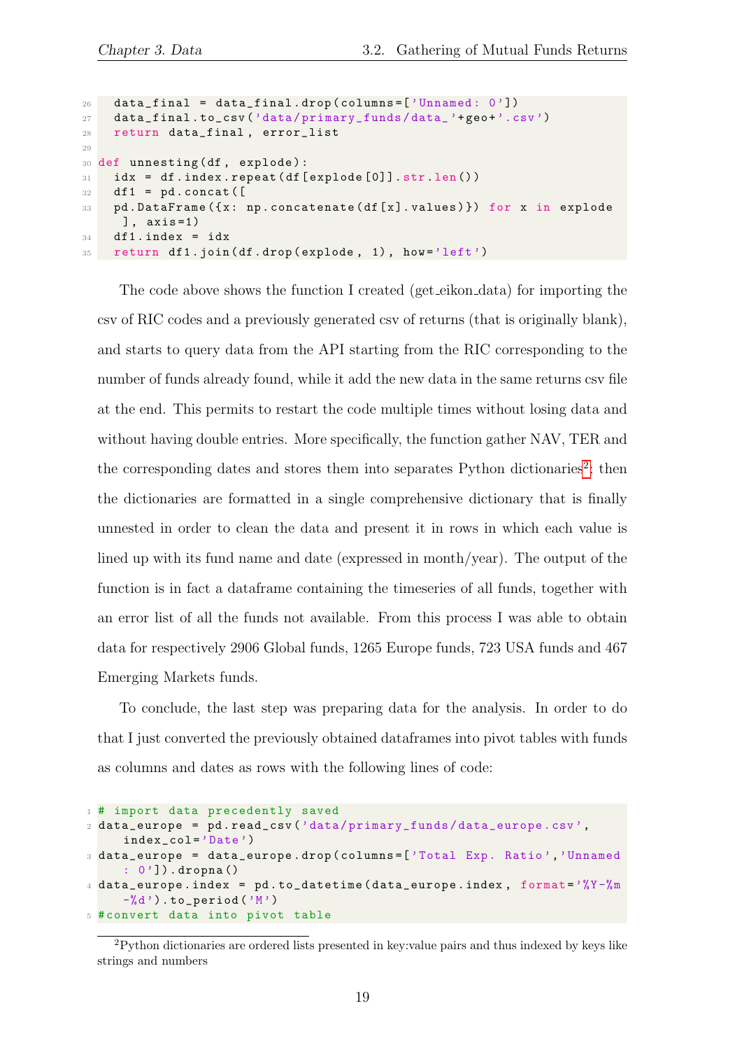```python
    data_final = data_final.drop(columns=['Unnamed: 0'])
    data_final.to_csv('data/primary_funds/data_'+geo+'.csv')
    return data_final, error_list

def unnesting(df, explode):
    idx = df.index.repeat(df[explode[0]].str.len())
    df1 = pd.concat([
    pd.DataFrame({x: np.concatenate(df[x].values)}) for x in explode
    ], axis=1)
    df1.index = idx
    return df1.join(df.drop(explode, 1), how='left')
```

The code above shows the function I created (get_eikon_data) for importing the csv of RIC codes and a previously generated csv of returns (that is originally blank), and starts to query data from the API starting from the RIC corresponding to the number of funds already found, while it add the new data in the same returns csv file at the end. This permits to restart the code multiple times without losing data and without having double entries. More specifically, the function gather NAV, TER and the corresponding dates and stores them into separates Python dictionaries[2]; then the dictionaries are formatted in a single comprehensive dictionary that is finally unnested in order to clean the data and present it in rows in which each value is lined up with its fund name and date (expressed in month/year). The output of the function is in fact a dataframe containing the timeseries of all funds, together with an error list of all the funds not available. From this process I was able to obtain data for respectively 2906 Global funds, 1265 Europe funds, 723 USA funds and 467 Emerging Markets funds.

To conclude, the last step was preparing data for the analysis. In order to do that I just converted the previously obtained dataframes into pivot tables with funds as columns and dates as rows with the following lines of code:

```python
# import data precedently saved
data_europe = pd.read_csv('data/primary_funds/data_europe.csv',
    index_col='Date')
data_europe = data_europe.drop(columns=['Total Exp. Ratio','Unnamed
    : 0']).dropna()
data_europe.index = pd.to_datetime(data_europe.index, format='%Y-%m
    -%d').to_period('M')
#convert data into pivot table
```

[2] Python dictionaries are ordered lists presented in key:value pairs and thus indexed by keys like strings and numbers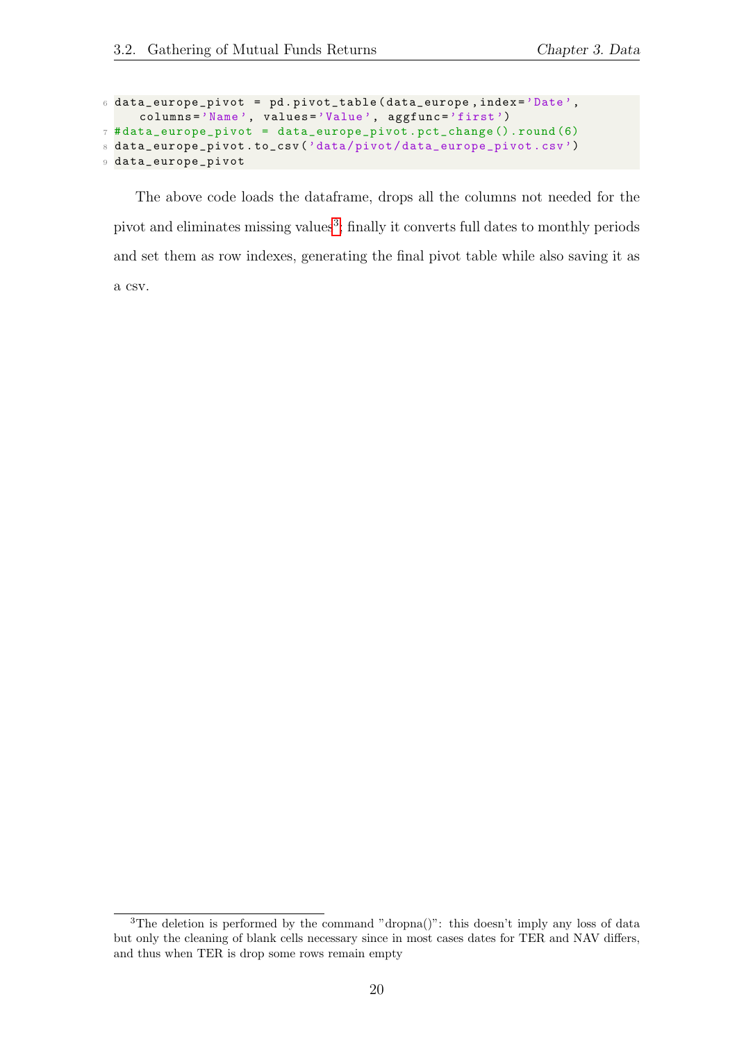```
data_europe_pivot = pd.pivot_table(data_europe,index='Date',
    columns='Name', values='Value', aggfunc='first')
#data_europe_pivot = data_europe_pivot.pct_change().round(6)
data_europe_pivot.to_csv('data/pivot/data_europe_pivot.csv')
data_europe_pivot
```

The above code loads the dataframe, drops all the columns not needed for the pivot and eliminates missing values[3]; finally it converts full dates to monthly periods and set them as row indexes, generating the final pivot table while also saving it as a csv.

[3] The deletion is performed by the command "dropna()": this doesn't imply any loss of data but only the cleaning of blank cells necessary since in most cases dates for TER and NAV differs, and thus when TER is drop some rows remain empty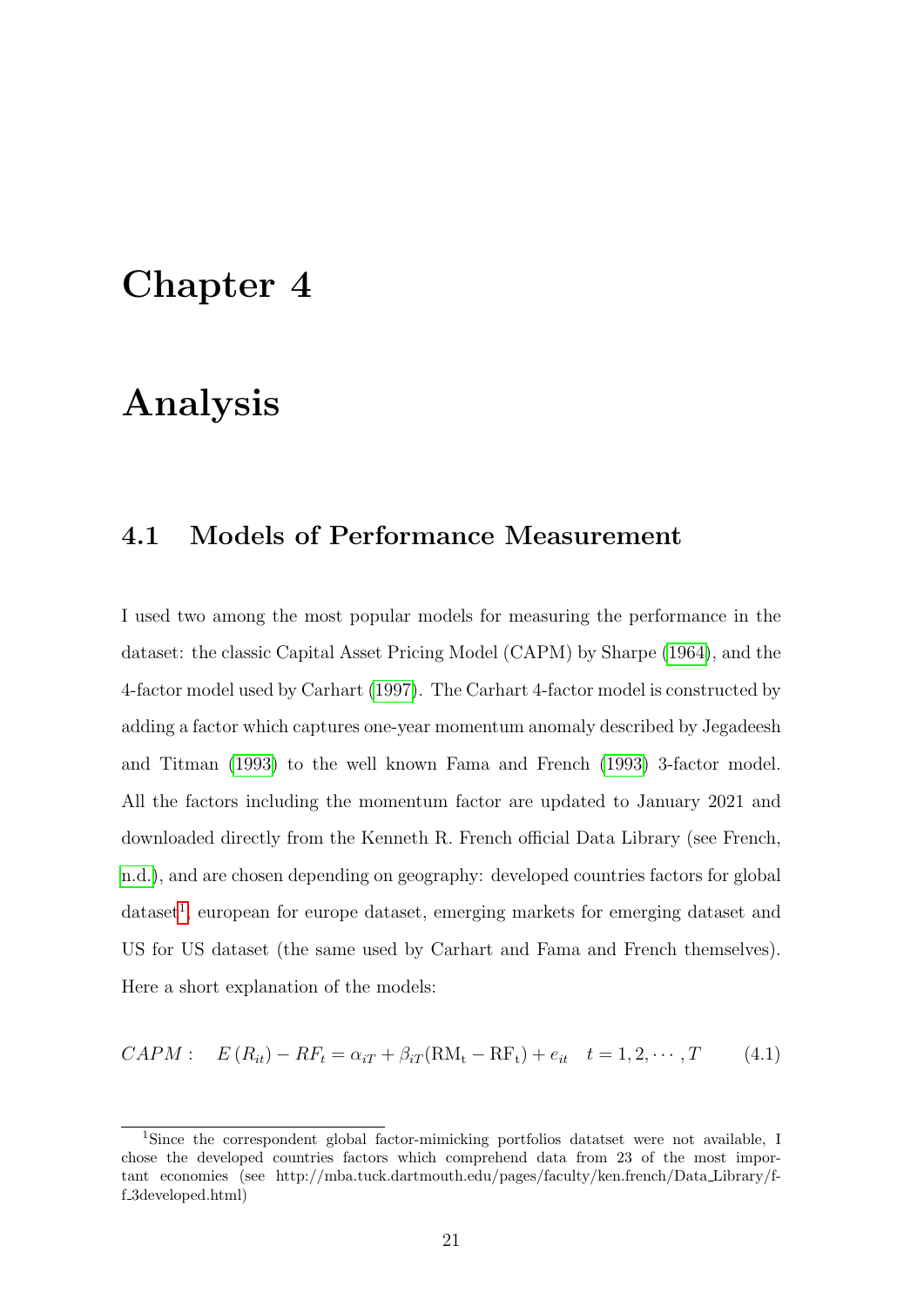# Chapter 4

# Analysis

## 4.1 Models of Performance Measurement

I used two among the most popular models for measuring the performance in the dataset: the classic Capital Asset Pricing Model (CAPM) by Sharpe (1964), and the 4-factor model used by Carhart (1997). The Carhart 4-factor model is constructed by adding a factor which captures one-year momentum anomaly described by Jegadeesh and Titman (1993) to the well known Fama and French (1993) 3-factor model. All the factors including the momentum factor are updated to January 2021 and downloaded directly from the Kenneth R. French official Data Library (see French, n.d.), and are chosen depending on geography: developed countries factors for global dataset[1], european for europe dataset, emerging markets for emerging dataset and US for US dataset (the same used by Carhart and Fama and French themselves). Here a short explanation of the models:

$$CAPM: \quad E\left(R_{it}\right) - RF_t = \alpha_{iT} + \beta_{iT}(\mathrm{RM_t} - \mathrm{RF_t}) + e_{it} \quad t = 1, 2, \cdots, T \tag{4.1}$$

[1] Since the correspondent global factor-mimicking portfolios datatset were not available, I chose the developed countries factors which comprehend data from 23 of the most important economies (see http://mba.tuck.dartmouth.edu/pages/faculty/ken.french/Data_Library/f-f_3developed.html)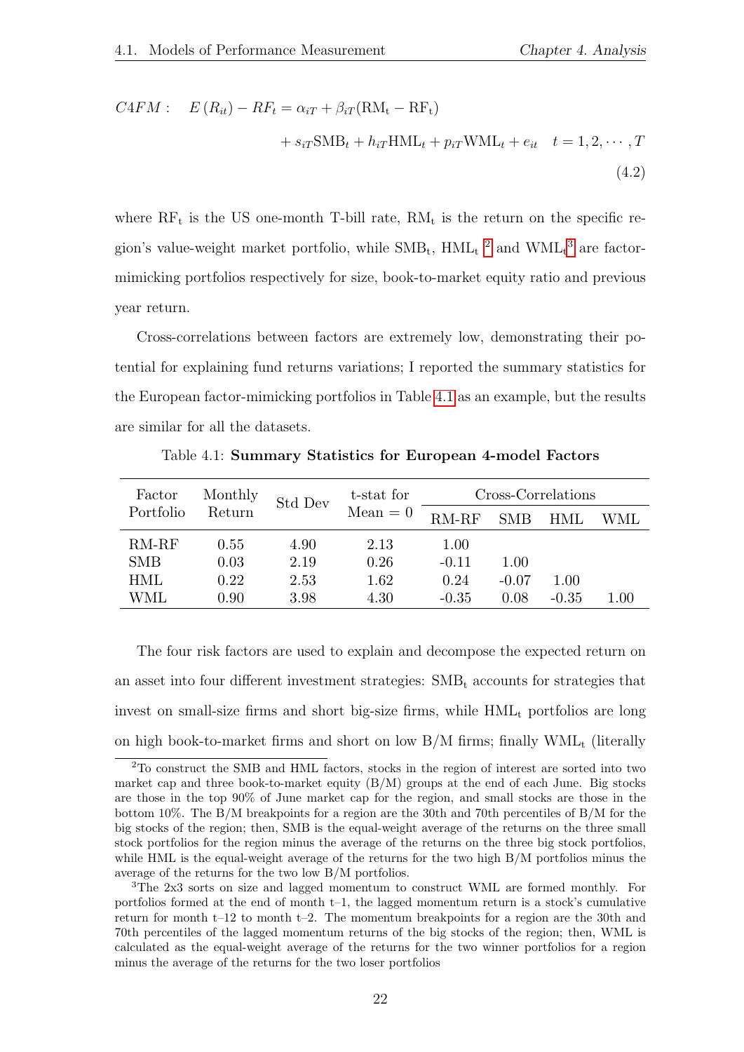$$C4FM: \quad E(R_{it}) - RF_t = \alpha_{iT} + \beta_{iT}(\mathrm{RM_t} - \mathrm{RF_t}) + s_{iT}\mathrm{SMB}_t + h_{iT}\mathrm{HML}_t + p_{iT}\mathrm{WML}_t + e_{it} \quad t = 1, 2, \cdots, T \tag{4.2}$$

where $\mathrm{RF_t}$ is the US one-month T-bill rate, $\mathrm{RM_t}$ is the return on the specific region's value-weight market portfolio, while $\mathrm{SMB_t}$, $\mathrm{HML_t}$ [2] and $\mathrm{WML_t}$[3] are factor-mimicking portfolios respectively for size, book-to-market equity ratio and previous year return.

Cross-correlations between factors are extremely low, demonstrating their potential for explaining fund returns variations; I reported the summary statistics for the European factor-mimicking portfolios in Table 4.1 as an example, but the results are similar for all the datasets.

Table 4.1: **Summary Statistics for European 4-model Factors**

| Factor Portfolio | Monthly Return | Std Dev | t-stat for Mean = 0 | Cross-Correlations | | | |
|---|---|---|---|---|---|---|---|
| | | | | RM-RF | SMB | HML | WML |
| RM-RF | 0.55 | 4.90 | 2.13 | 1.00 | | | |
| SMB | 0.03 | 2.19 | 0.26 | -0.11 | 1.00 | | |
| HML | 0.22 | 2.53 | 1.62 | 0.24 | -0.07 | 1.00 | |
| WML | 0.90 | 3.98 | 4.30 | -0.35 | 0.08 | -0.35 | 1.00 |

The four risk factors are used to explain and decompose the expected return on an asset into four different investment strategies: $\mathrm{SMB_t}$ accounts for strategies that invest on small-size firms and short big-size firms, while $\mathrm{HML_t}$ portfolios are long on high book-to-market firms and short on low B/M firms; finally $\mathrm{WML_t}$ (literally

[2] To construct the SMB and HML factors, stocks in the region of interest are sorted into two market cap and three book-to-market equity (B/M) groups at the end of each June. Big stocks are those in the top 90% of June market cap for the region, and small stocks are those in the bottom 10%. The B/M breakpoints for a region are the 30th and 70th percentiles of B/M for the big stocks of the region; then, SMB is the equal-weight average of the returns on the three small stock portfolios for the region minus the average of the returns on the three big stock portfolios, while HML is the equal-weight average of the returns for the two high B/M portfolios minus the average of the returns for the two low B/M portfolios.

[3] The 2x3 sorts on size and lagged momentum to construct WML are formed monthly. For portfolios formed at the end of month t–1, the lagged momentum return is a stock's cumulative return for month t–12 to month t–2. The momentum breakpoints for a region are the 30th and 70th percentiles of the lagged momentum returns of the big stocks of the region; then, WML is calculated as the equal-weight average of the returns for the two winner portfolios for a region minus the average of the returns for the two loser portfolios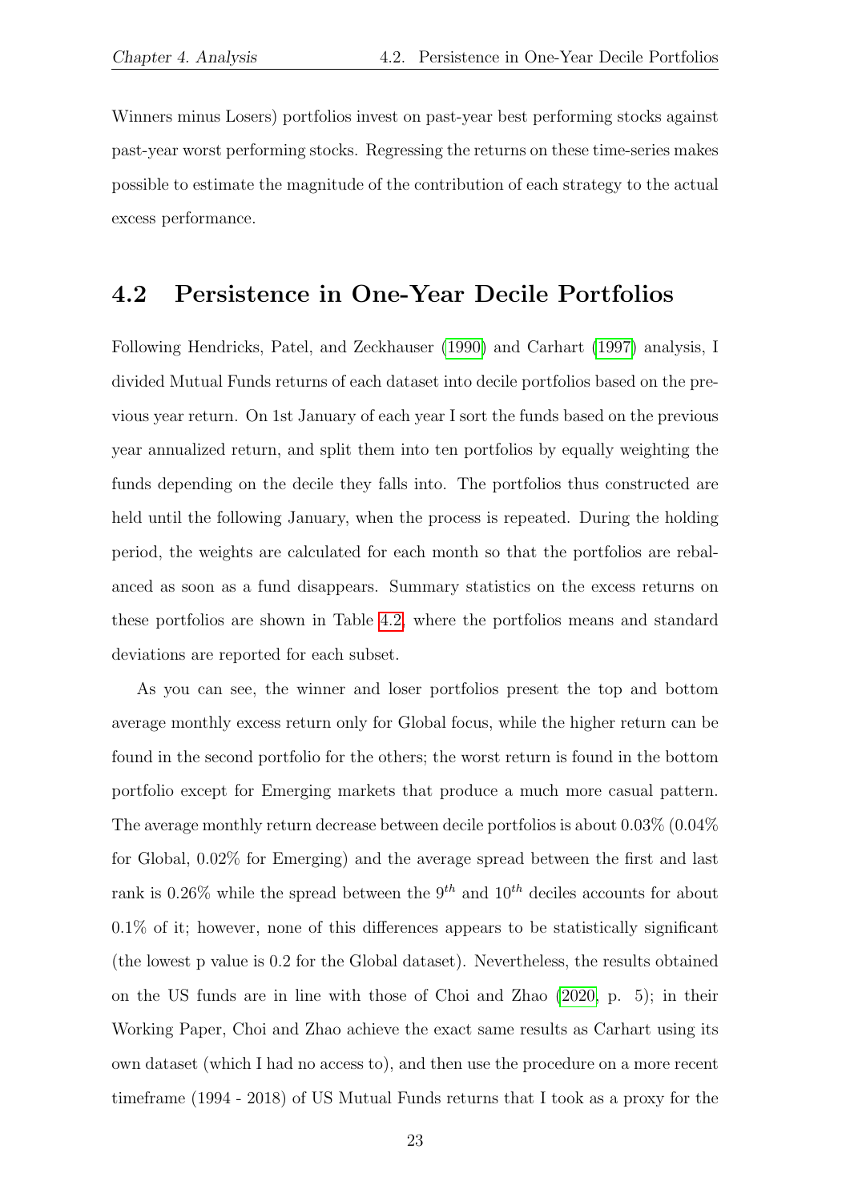Winners minus Losers) portfolios invest on past-year best performing stocks against past-year worst performing stocks. Regressing the returns on these time-series makes possible to estimate the magnitude of the contribution of each strategy to the actual excess performance.

## 4.2 Persistence in One-Year Decile Portfolios

Following Hendricks, Patel, and Zeckhauser (1990) and Carhart (1997) analysis, I divided Mutual Funds returns of each dataset into decile portfolios based on the previous year return. On 1st January of each year I sort the funds based on the previous year annualized return, and split them into ten portfolios by equally weighting the funds depending on the decile they falls into. The portfolios thus constructed are held until the following January, when the process is repeated. During the holding period, the weights are calculated for each month so that the portfolios are rebalanced as soon as a fund disappears. Summary statistics on the excess returns on these portfolios are shown in Table 4.2, where the portfolios means and standard deviations are reported for each subset.

As you can see, the winner and loser portfolios present the top and bottom average monthly excess return only for Global focus, while the higher return can be found in the second portfolio for the others; the worst return is found in the bottom portfolio except for Emerging markets that produce a much more casual pattern. The average monthly return decrease between decile portfolios is about 0.03% (0.04% for Global, 0.02% for Emerging) and the average spread between the first and last rank is 0.26% while the spread between the $9^{th}$ and $10^{th}$ deciles accounts for about 0.1% of it; however, none of this differences appears to be statistically significant (the lowest p value is 0.2 for the Global dataset). Nevertheless, the results obtained on the US funds are in line with those of Choi and Zhao (2020, p. 5); in their Working Paper, Choi and Zhao achieve the exact same results as Carhart using its own dataset (which I had no access to), and then use the procedure on a more recent timeframe (1994 - 2018) of US Mutual Funds returns that I took as a proxy for the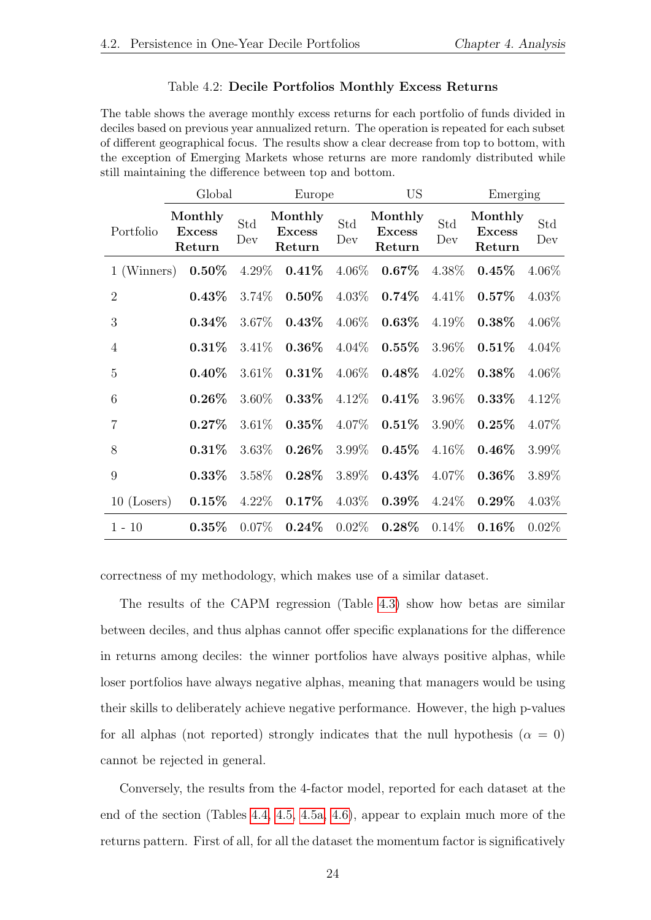Table 4.2: **Decile Portfolios Monthly Excess Returns**

The table shows the average monthly excess returns for each portfolio of funds divided in deciles based on previous year annualized return. The operation is repeated for each subset of different geographical focus. The results show a clear decrease from top to bottom, with the exception of Emerging Markets whose returns are more randomly distributed while still maintaining the difference between top and bottom.

| | Global | | Europe | | US | | Emerging | |
|---|---|---|---|---|---|---|---|---|
| Portfolio | **Monthly Excess Return** | Std Dev | **Monthly Excess Return** | Std Dev | **Monthly Excess Return** | Std Dev | **Monthly Excess Return** | Std Dev |
| 1 (Winners) | **0.50%** | 4.29% | **0.41%** | 4.06% | **0.67%** | 4.38% | **0.45%** | 4.06% |
| 2 | **0.43%** | 3.74% | **0.50%** | 4.03% | **0.74%** | 4.41% | **0.57%** | 4.03% |
| 3 | **0.34%** | 3.67% | **0.43%** | 4.06% | **0.63%** | 4.19% | **0.38%** | 4.06% |
| 4 | **0.31%** | 3.41% | **0.36%** | 4.04% | **0.55%** | 3.96% | **0.51%** | 4.04% |
| 5 | **0.40%** | 3.61% | **0.31%** | 4.06% | **0.48%** | 4.02% | **0.38%** | 4.06% |
| 6 | **0.26%** | 3.60% | **0.33%** | 4.12% | **0.41%** | 3.96% | **0.33%** | 4.12% |
| 7 | **0.27%** | 3.61% | **0.35%** | 4.07% | **0.51%** | 3.90% | **0.25%** | 4.07% |
| 8 | **0.31%** | 3.63% | **0.26%** | 3.99% | **0.45%** | 4.16% | **0.46%** | 3.99% |
| 9 | **0.33%** | 3.58% | **0.28%** | 3.89% | **0.43%** | 4.07% | **0.36%** | 3.89% |
| 10 (Losers) | **0.15%** | 4.22% | **0.17%** | 4.03% | **0.39%** | 4.24% | **0.29%** | 4.03% |
| 1 - 10 | **0.35%** | 0.07% | **0.24%** | 0.02% | **0.28%** | 0.14% | **0.16%** | 0.02% |

correctness of my methodology, which makes use of a similar dataset.

The results of the CAPM regression (Table 4.3) show how betas are similar between deciles, and thus alphas cannot offer specific explanations for the difference in returns among deciles: the winner portfolios have always positive alphas, while loser portfolios have always negative alphas, meaning that managers would be using their skills to deliberately achieve negative performance. However, the high p-values for all alphas (not reported) strongly indicates that the null hypothesis ($\alpha = 0$) cannot be rejected in general.

Conversely, the results from the 4-factor model, reported for each dataset at the end of the section (Tables 4.4, 4.5, 4.5a, 4.6), appear to explain much more of the returns pattern. First of all, for all the dataset the momentum factor is significatively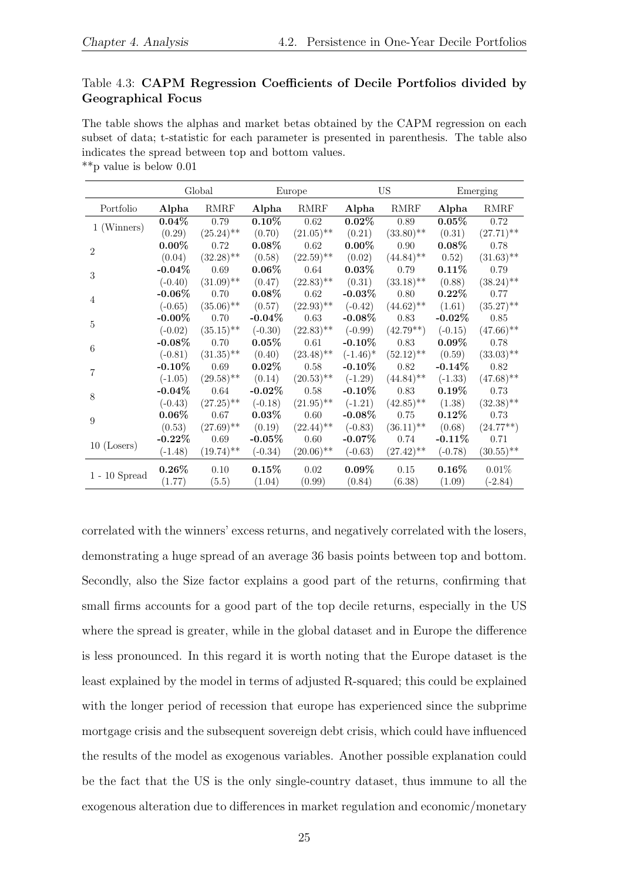Table 4.3: **CAPM Regression Coefficients of Decile Portfolios divided by Geographical Focus**

The table shows the alphas and market betas obtained by the CAPM regression on each subset of data; t-statistic for each parameter is presented in parenthesis. The table also indicates the spread between top and bottom values.
**p value is below 0.01

| | Global | | Europe | | US | | Emerging | |
|---|---|---|---|---|---|---|---|---|
| Portfolio | **Alpha** | RMRF | **Alpha** | RMRF | **Alpha** | RMRF | **Alpha** | RMRF |
| 1 (Winners) | **0.04%** | 0.79 | **0.10%** | 0.62 | **0.02%** | 0.89 | **0.05%** | 0.72 |
| | (0.29) | (25.24)** | (0.70) | (21.05)** | (0.21) | (33.80)** | (0.31) | (27.71)** |
| 2 | **0.00%** | 0.72 | **0.08%** | 0.62 | **0.00%** | 0.90 | **0.08%** | 0.78 |
| | (0.04) | (32.28)** | (0.58) | (22.59)** | (0.02) | (44.84)** | 0.52) | (31.63)** |
| 3 | **-0.04%** | 0.69 | **0.06%** | 0.64 | **0.03%** | 0.79 | **0.11%** | 0.79 |
| | (-0.40) | (31.09)** | (0.47) | (22.83)** | (0.31) | (33.18)** | (0.88) | (38.24)** |
| 4 | **-0.06%** | 0.70 | **0.08%** | 0.62 | **-0.03%** | 0.80 | **0.22%** | 0.77 |
| | (-0.65) | (35.06)** | (0.57) | (22.93)** | (-0.42) | (44.62)** | (1.61) | (35.27)** |
| 5 | **-0.00%** | 0.70 | **-0.04%** | 0.63 | **-0.08%** | 0.83 | **-0.02%** | 0.85 |
| | (-0.02) | (35.15)** | (-0.30) | (22.83)** | (-0.99) | (42.79**) | (-0.15) | (47.66)** |
| 6 | **-0.08%** | 0.70 | **0.05%** | 0.61 | **-0.10%** | 0.83 | **0.09%** | 0.78 |
| | (-0.81) | (31.35)** | (0.40) | (23.48)** | (-1.46)* | (52.12)** | (0.59) | (33.03)** |
| 7 | **-0.10%** | 0.69 | **0.02%** | 0.58 | **-0.10%** | 0.82 | **-0.14%** | 0.82 |
| | (-1.05) | (29.58)** | (0.14) | (20.53)** | (-1.29) | (44.84)** | (-1.33) | (47.68)** |
| 8 | **-0.04%** | 0.64 | **-0.02%** | 0.58 | **-0.10%** | 0.83 | **0.19%** | 0.73 |
| | (-0.43) | (27.25)** | (-0.18) | (21.95)** | (-1.21) | (42.85)** | (1.38) | (32.38)** |
| 9 | **0.06%** | 0.67 | **0.03%** | 0.60 | **-0.08%** | 0.75 | **0.12%** | 0.73 |
| | (0.53) | (27.69)** | (0.19) | (22.44)** | (-0.83) | (36.11)** | (0.68) | (24.77**) |
| 10 (Losers) | **-0.22%** | 0.69 | **-0.05%** | 0.60 | **-0.07%** | 0.74 | **-0.11%** | 0.71 |
| | (-1.48) | (19.74)** | (-0.34) | (20.06)** | (-0.63) | (27.42)** | (-0.78) | (30.55)** |
| 1 - 10 Spread | **0.26%** | 0.10 | **0.15%** | 0.02 | **0.09%** | 0.15 | **0.16%** | 0.01% |
| | (1.77) | (5.5) | (1.04) | (0.99) | (0.84) | (6.38) | (1.09) | (-2.84) |

correlated with the winners' excess returns, and negatively correlated with the losers, demonstrating a huge spread of an average 36 basis points between top and bottom. Secondly, also the Size factor explains a good part of the returns, confirming that small firms accounts for a good part of the top decile returns, especially in the US where the spread is greater, while in the global dataset and in Europe the difference is less pronounced. In this regard it is worth noting that the Europe dataset is the least explained by the model in terms of adjusted R-squared; this could be explained with the longer period of recession that europe has experienced since the subprime mortgage crisis and the subsequent sovereign debt crisis, which could have influenced the results of the model as exogenous variables. Another possible explanation could be the fact that the US is the only single-country dataset, thus immune to all the exogenous alteration due to differences in market regulation and economic/monetary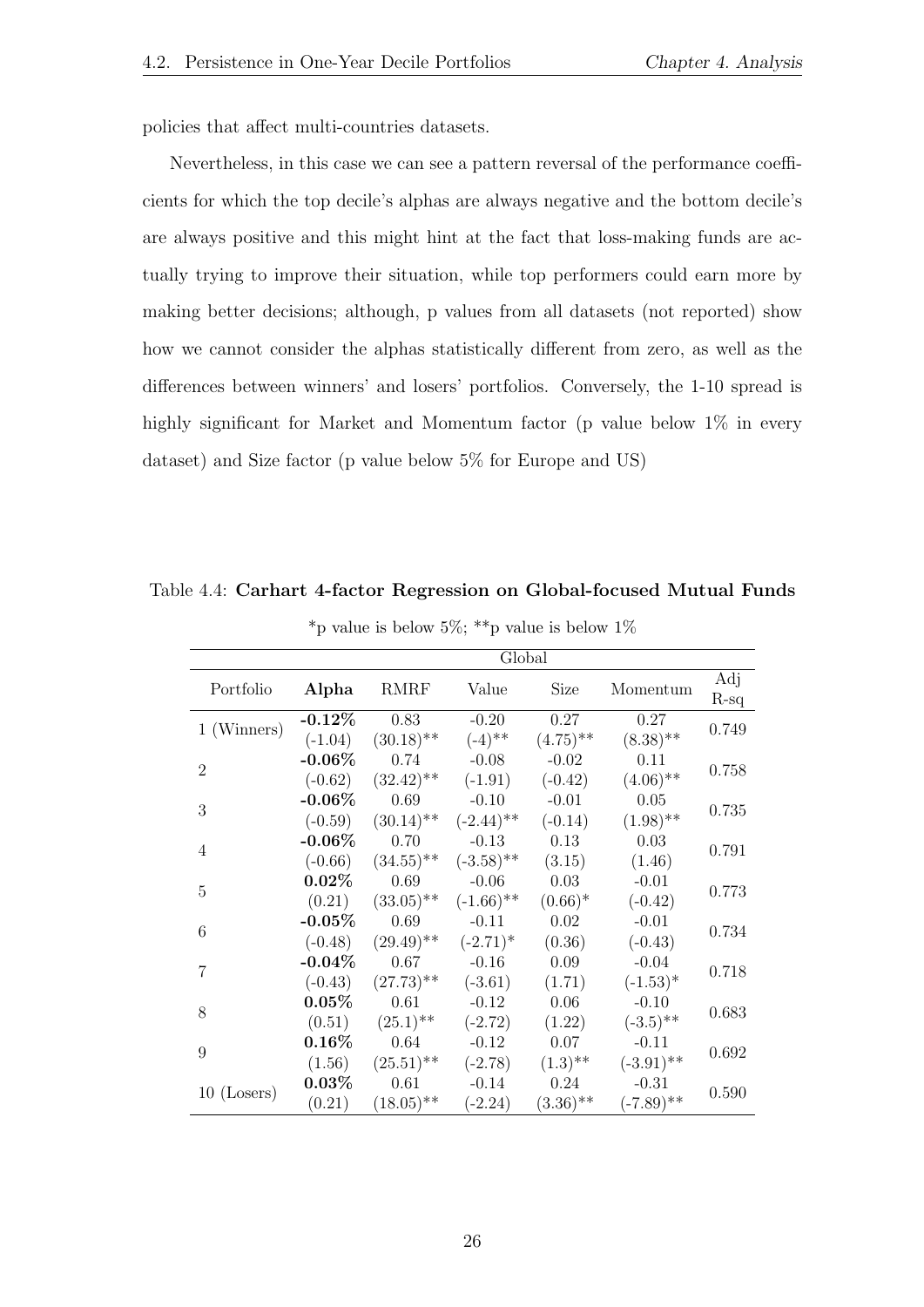policies that affect multi-countries datasets.

Nevertheless, in this case we can see a pattern reversal of the performance coefficients for which the top decile's alphas are always negative and the bottom decile's are always positive and this might hint at the fact that loss-making funds are actually trying to improve their situation, while top performers could earn more by making better decisions; although, p values from all datasets (not reported) show how we cannot consider the alphas statistically different from zero, as well as the differences between winners' and losers' portfolios. Conversely, the 1-10 spread is highly significant for Market and Momentum factor (p value below 1% in every dataset) and Size factor (p value below 5% for Europe and US)

Table 4.4: **Carhart 4-factor Regression on Global-focused Mutual Funds**

*p value is below 5%; **p value is below 1%

| | Global | | | | | |
|---|---|---|---|---|---|---|
| Portfolio | **Alpha** | RMRF | Value | Size | Momentum | Adj R-sq |
| 1 (Winners) | **-0.12%** (-1.04) | 0.83 (30.18)** | -0.20 (-4)** | 0.27 (4.75)** | 0.27 (8.38)** | 0.749 |
| 2 | **-0.06%** (-0.62) | 0.74 (32.42)** | -0.08 (-1.91) | -0.02 (-0.42) | 0.11 (4.06)** | 0.758 |
| 3 | **-0.06%** (-0.59) | 0.69 (30.14)** | -0.10 (-2.44)** | -0.01 (-0.14) | 0.05 (1.98)** | 0.735 |
| 4 | **-0.06%** (-0.66) | 0.70 (34.55)** | -0.13 (-3.58)** | 0.13 (3.15) | 0.03 (1.46) | 0.791 |
| 5 | **0.02%** (0.21) | 0.69 (33.05)** | -0.06 (-1.66)** | 0.03 (0.66)* | -0.01 (-0.42) | 0.773 |
| 6 | **-0.05%** (-0.48) | 0.69 (29.49)** | -0.11 (-2.71)* | 0.02 (0.36) | -0.01 (-0.43) | 0.734 |
| 7 | **-0.04%** (-0.43) | 0.67 (27.73)** | -0.16 (-3.61) | 0.09 (1.71) | -0.04 (-1.53)* | 0.718 |
| 8 | **0.05%** (0.51) | 0.61 (25.1)** | -0.12 (-2.72) | 0.06 (1.22) | -0.10 (-3.5)** | 0.683 |
| 9 | **0.16%** (1.56) | 0.64 (25.51)** | -0.12 (-2.78) | 0.07 (1.3)** | -0.11 (-3.91)** | 0.692 |
| 10 (Losers) | **0.03%** (0.21) | 0.61 (18.05)** | -0.14 (-2.24) | 0.24 (3.36)** | -0.31 (-7.89)** | 0.590 |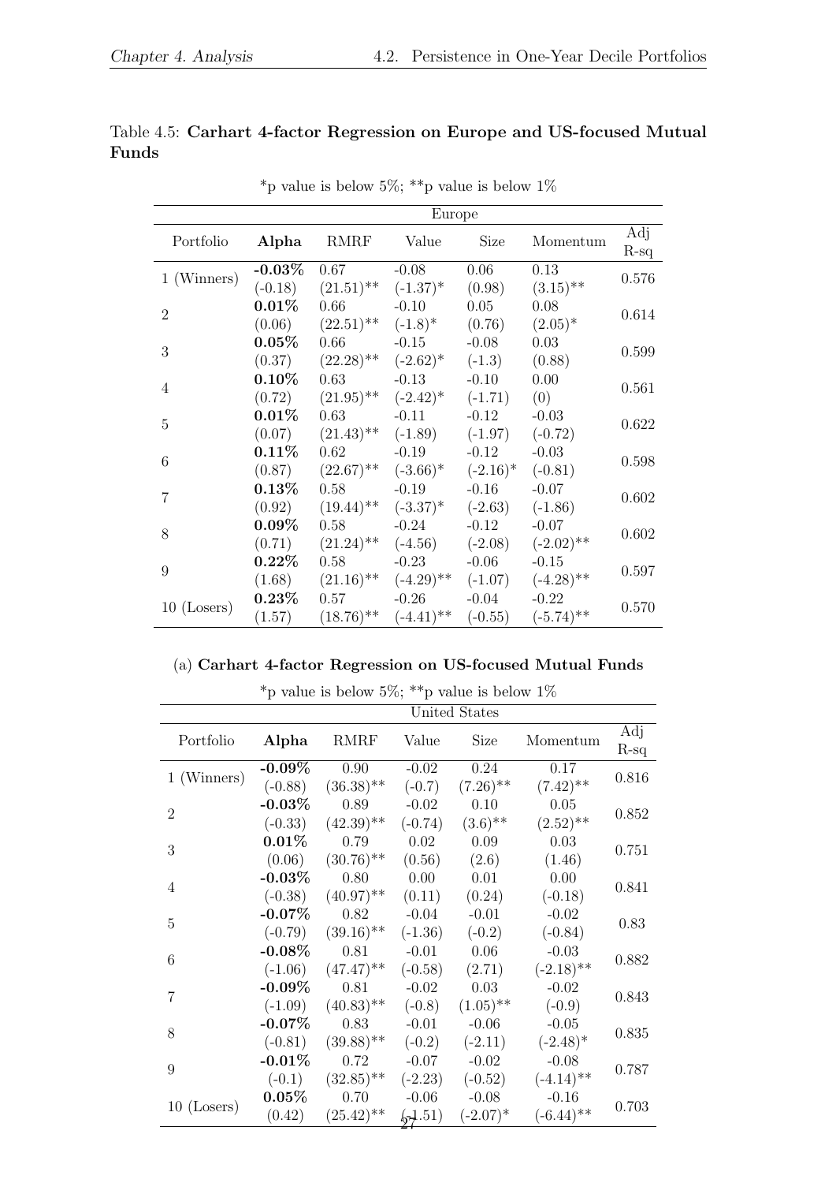Table 4.5: **Carhart 4-factor Regression on Europe and US-focused Mutual Funds**

*p value is below 5%; **p value is below 1%

| | Europe | | | | | |
|---|---|---|---|---|---|---|
| Portfolio | **Alpha** | RMRF | Value | Size | Momentum | Adj R-sq |
| 1 (Winners) | **-0.03%** (-0.18) | 0.67 (21.51)** | -0.08 (-1.37)* | 0.06 (0.98) | 0.13 (3.15)** | 0.576 |
| 2 | **0.01%** (0.06) | 0.66 (22.51)** | -0.10 (-1.8)* | 0.05 (0.76) | 0.08 (2.05)* | 0.614 |
| 3 | **0.05%** (0.37) | 0.66 (22.28)** | -0.15 (-2.62)* | -0.08 (-1.3) | 0.03 (0.88) | 0.599 |
| 4 | **0.10%** (0.72) | 0.63 (21.95)** | -0.13 (-2.42)* | -0.10 (-1.71) | 0.00 (0) | 0.561 |
| 5 | **0.01%** (0.07) | 0.63 (21.43)** | -0.11 (-1.89) | -0.12 (-1.97) | -0.03 (-0.72) | 0.622 |
| 6 | **0.11%** (0.87) | 0.62 (22.67)** | -0.19 (-3.66)* | -0.12 (-2.16)* | -0.03 (-0.81) | 0.598 |
| 7 | **0.13%** (0.92) | 0.58 (19.44)** | -0.19 (-3.37)* | -0.16 (-2.63) | -0.07 (-1.86) | 0.602 |
| 8 | **0.09%** (0.71) | 0.58 (21.24)** | -0.24 (-4.56) | -0.12 (-2.08) | -0.07 (-2.02)** | 0.602 |
| 9 | **0.22%** (1.68) | 0.58 (21.16)** | -0.23 (-4.29)** | -0.06 (-1.07) | -0.15 (-4.28)** | 0.597 |
| 10 (Losers) | **0.23%** (1.57) | 0.57 (18.76)** | -0.26 (-4.41)** | -0.04 (-0.55) | -0.22 (-5.74)** | 0.570 |

(a) **Carhart 4-factor Regression on US-focused Mutual Funds**

*p value is below 5%; **p value is below 1%

| | United States | | | | | |
|---|---|---|---|---|---|---|
| Portfolio | **Alpha** | RMRF | Value | Size | Momentum | Adj R-sq |
| 1 (Winners) | **-0.09%** (-0.88) | 0.90 (36.38)** | -0.02 (-0.7) | 0.24 (7.26)** | 0.17 (7.42)** | 0.816 |
| 2 | **-0.03%** (-0.33) | 0.89 (42.39)** | -0.02 (-0.74) | 0.10 (3.6)** | 0.05 (2.52)** | 0.852 |
| 3 | **0.01%** (0.06) | 0.79 (30.76)** | 0.02 (0.56) | 0.09 (2.6) | 0.03 (1.46) | 0.751 |
| 4 | **-0.03%** (-0.38) | 0.80 (40.97)** | 0.00 (0.11) | 0.01 (0.24) | 0.00 (-0.18) | 0.841 |
| 5 | **-0.07%** (-0.79) | 0.82 (39.16)** | -0.04 (-1.36) | -0.01 (-0.2) | -0.02 (-0.84) | 0.83 |
| 6 | **-0.08%** (-1.06) | 0.81 (47.47)** | -0.01 (-0.58) | 0.06 (2.71) | -0.03 (-2.18)** | 0.882 |
| 7 | **-0.09%** (-1.09) | 0.81 (40.83)** | -0.02 (-0.8) | 0.03 (1.05)** | -0.02 (-0.9) | 0.843 |
| 8 | **-0.07%** (-0.81) | 0.83 (39.88)** | -0.01 (-0.2) | -0.06 (-2.11) | -0.05 (-2.48)* | 0.835 |
| 9 | **-0.01%** (-0.1) | 0.72 (32.85)** | -0.07 (-2.23) | -0.02 (-0.52) | -0.08 (-4.14)** | 0.787 |
| 10 (Losers) | **0.05%** (0.42) | 0.70 (25.42)** | -0.06 (-1.51) | -0.08 (-2.07)* | -0.16 (-6.44)** | 0.703 |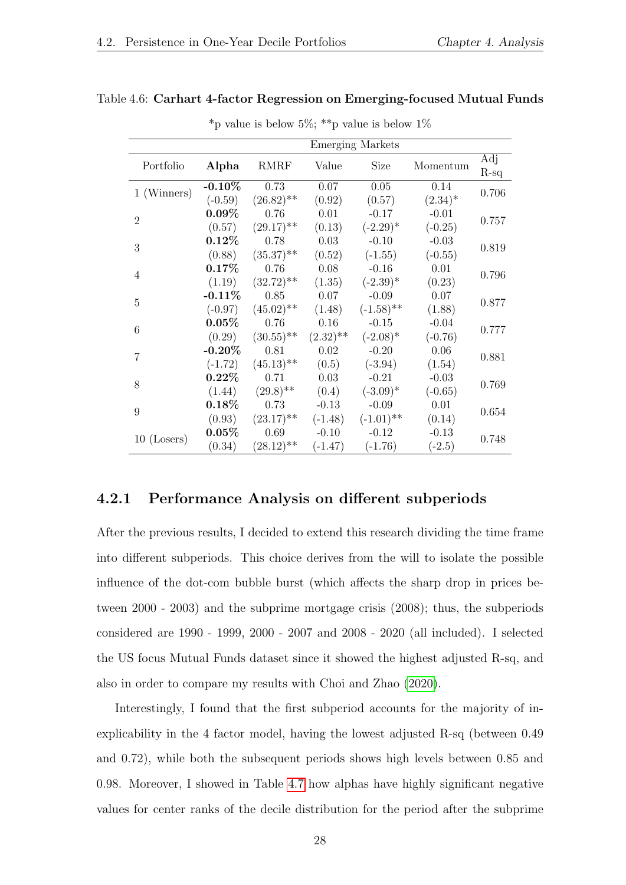Table 4.6: **Carhart 4-factor Regression on Emerging-focused Mutual Funds**

*p value is below 5%; **p value is below 1%

| | Emerging Markets | | | | | |
|---|---|---|---|---|---|---|
| Portfolio | **Alpha** | RMRF | Value | Size | Momentum | Adj R-sq |
| 1 (Winners) | **-0.10%** | 0.73 | 0.07 | 0.05 | 0.14 | 0.706 |
| | (-0.59) | (26.82)** | (0.92) | (0.57) | (2.34)* | |
| 2 | **0.09%** | 0.76 | 0.01 | -0.17 | -0.01 | 0.757 |
| | (0.57) | (29.17)** | (0.13) | (-2.29)* | (-0.25) | |
| 3 | **0.12%** | 0.78 | 0.03 | -0.10 | -0.03 | 0.819 |
| | (0.88) | (35.37)** | (0.52) | (-1.55) | (-0.55) | |
| 4 | **0.17%** | 0.76 | 0.08 | -0.16 | 0.01 | 0.796 |
| | (1.19) | (32.72)** | (1.35) | (-2.39)* | (0.23) | |
| 5 | **-0.11%** | 0.85 | 0.07 | -0.09 | 0.07 | 0.877 |
| | (-0.97) | (45.02)** | (1.48) | (-1.58)** | (1.88) | |
| 6 | **0.05%** | 0.76 | 0.16 | -0.15 | -0.04 | 0.777 |
| | (0.29) | (30.55)** | (2.32)** | (-2.08)* | (-0.76) | |
| 7 | **-0.20%** | 0.81 | 0.02 | -0.20 | 0.06 | 0.881 |
| | (-1.72) | (45.13)** | (0.5) | (-3.94) | (1.54) | |
| 8 | **0.22%** | 0.71 | 0.03 | -0.21 | -0.03 | 0.769 |
| | (1.44) | (29.8)** | (0.4) | (-3.09)* | (-0.65) | |
| 9 | **0.18%** | 0.73 | -0.13 | -0.09 | 0.01 | 0.654 |
| | (0.93) | (23.17)** | (-1.48) | (-1.01)** | (0.14) | |
| 10 (Losers) | **0.05%** | 0.69 | -0.10 | -0.12 | -0.13 | 0.748 |
| | (0.34) | (28.12)** | (-1.47) | (-1.76) | (-2.5) | |

### 4.2.1 Performance Analysis on different subperiods

After the previous results, I decided to extend this research dividing the time frame into different subperiods. This choice derives from the will to isolate the possible influence of the dot-com bubble burst (which affects the sharp drop in prices between 2000 - 2003) and the subprime mortgage crisis (2008); thus, the subperiods considered are 1990 - 1999, 2000 - 2007 and 2008 - 2020 (all included). I selected the US focus Mutual Funds dataset since it showed the highest adjusted R-sq, and also in order to compare my results with Choi and Zhao (2020).

Interestingly, I found that the first subperiod accounts for the majority of inexplicability in the 4 factor model, having the lowest adjusted R-sq (between 0.49 and 0.72), while both the subsequent periods shows high levels between 0.85 and 0.98. Moreover, I showed in Table 4.7 how alphas have highly significant negative values for center ranks of the decile distribution for the period after the subprime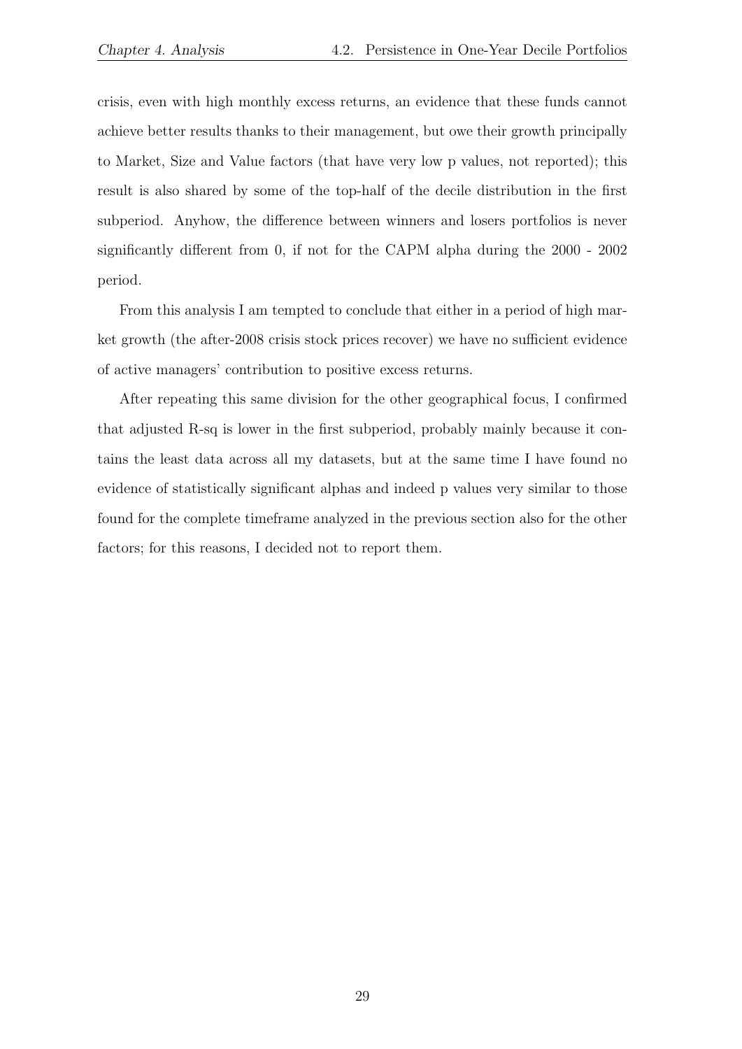crisis, even with high monthly excess returns, an evidence that these funds cannot achieve better results thanks to their management, but owe their growth principally to Market, Size and Value factors (that have very low p values, not reported); this result is also shared by some of the top-half of the decile distribution in the first subperiod. Anyhow, the difference between winners and losers portfolios is never significantly different from 0, if not for the CAPM alpha during the 2000 - 2002 period.

From this analysis I am tempted to conclude that either in a period of high market growth (the after-2008 crisis stock prices recover) we have no sufficient evidence of active managers' contribution to positive excess returns.

After repeating this same division for the other geographical focus, I confirmed that adjusted R-sq is lower in the first subperiod, probably mainly because it contains the least data across all my datasets, but at the same time I have found no evidence of statistically significant alphas and indeed p values very similar to those found for the complete timeframe analyzed in the previous section also for the other factors; for this reasons, I decided not to report them.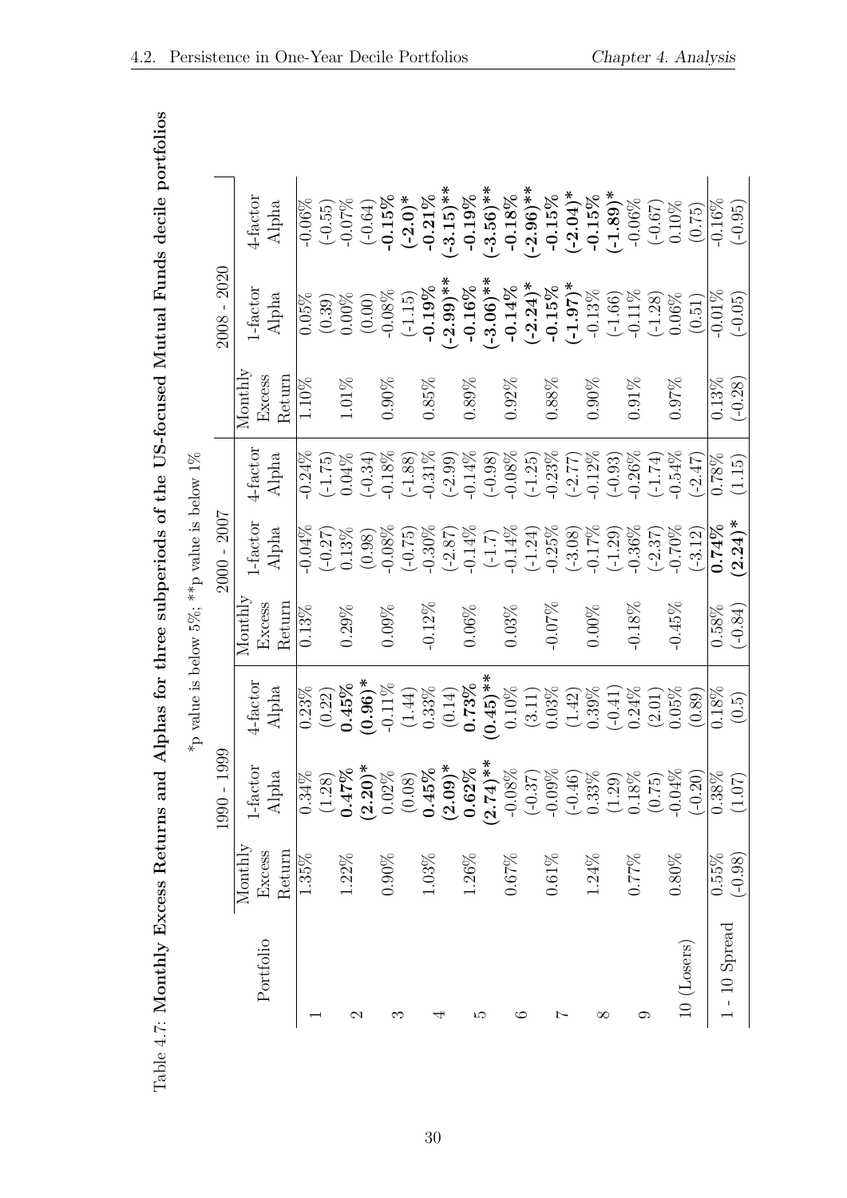Table 4.7: **Monthly Excess Returns and Alphas for three subperiods of the US-focused Mutual Funds decile portfolios**

*p value is below 5%; **p value is below 1%

| Portfolio | 1990 - 1999 | | | 2000 - 2007 | | | 2008 - 2020 | | |
|---|---|---|---|---|---|---|---|---|---|
| | Monthly Excess Return | 1-factor Alpha | 4-factor Alpha | Monthly Excess Return | 1-factor Alpha | 4-factor Alpha | Monthly Excess Return | 1-factor Alpha | 4-factor Alpha |
| 1 | 1.35% | 0.34% | 0.23% | 0.13% | -0.04% | -0.24% | 1.10% | 0.05% | -0.06% |
| | | (1.28) | (0.22) | | (-0.27) | (-1.75) | | (0.39) | (-0.55) |
| 2 | 1.22% | **0.47%** | **0.45%** | 0.29% | 0.13% | 0.04% | 1.01% | 0.00% | -0.07% |
| | | **(2.20)*** | **(0.96)*** | | (0.98) | (-0.34) | | (0.00) | (-0.64) |
| 3 | 0.90% | 0.02% | -0.11% | 0.09% | -0.08% | -0.18% | 0.90% | -0.08% | **-0.15%** |
| | | (0.08) | (1.44) | | (-0.75) | (-1.88) | | (-1.15) | **(-2.0)*** |
| 4 | 1.03% | **0.45%** | 0.33% | -0.12% | -0.30% | -0.31% | 0.85% | **-0.19%** | **-0.21%** |
| | | **(2.09)*** | (0.14) | | (-2.87) | (-2.99) | | **(-2.99)**** | **(-3.15)**** |
| 5 | 1.26% | **0.62%** | **0.73%** | 0.06% | -0.14% | -0.14% | 0.89% | **-0.16%** | **-0.19%** |
| | | **(2.74)**** | **(0.45)**** | | (-1.7) | (-0.98) | | **(-3.06)**** | **(-3.56)**** |
| 6 | 0.67% | -0.08% | 0.10% | 0.03% | -0.14% | -0.08% | 0.92% | **-0.14%** | **-0.18%** |
| | | (-0.37) | (3.11) | | (-1.24) | (-1.25) | | **(-2.24)*** | **(-2.96)**** |
| 7 | 0.61% | -0.09% | 0.03% | -0.07% | -0.25% | -0.23% | 0.88% | **-0.15%** | **-0.15%** |
| | | (-0.46) | (1.42) | | (-3.08) | (-2.77) | | **(-1.97)*** | **(-2.04)*** |
| 8 | 1.24% | 0.33% | 0.39% | 0.00% | -0.17% | -0.12% | 0.90% | -0.13% | **-0.15%** |
| | | (1.29) | (-0.41) | | (-1.29) | (-0.93) | | (-1.66) | **(-1.89)*** |
| 9 | 0.77% | 0.18% | 0.24% | -0.18% | -0.36% | -0.26% | 0.91% | -0.11% | -0.06% |
| | | (0.75) | (2.01) | | (-2.37) | (-1.74) | | (-1.28) | (-0.67) |
| 10 (Losers) | 0.80% | -0.04% | 0.05% | -0.45% | -0.70% | -0.54% | 0.97% | 0.06% | 0.10% |
| | | (-0.20) | (0.89) | | (-3.12) | (-2.47) | | (0.51) | (0.75) |
| 1 - 10 Spread | 0.55% | 0.38% | 0.18% | 0.58% | **0.74%** | 0.78% | 0.13% | -0.01% | -0.16% |
| | (-0.98) | (1.07) | (0.5) | (-0.84) | **(2.24)*** | (1.15) | (-0.28) | (-0.05) | (-0.95) |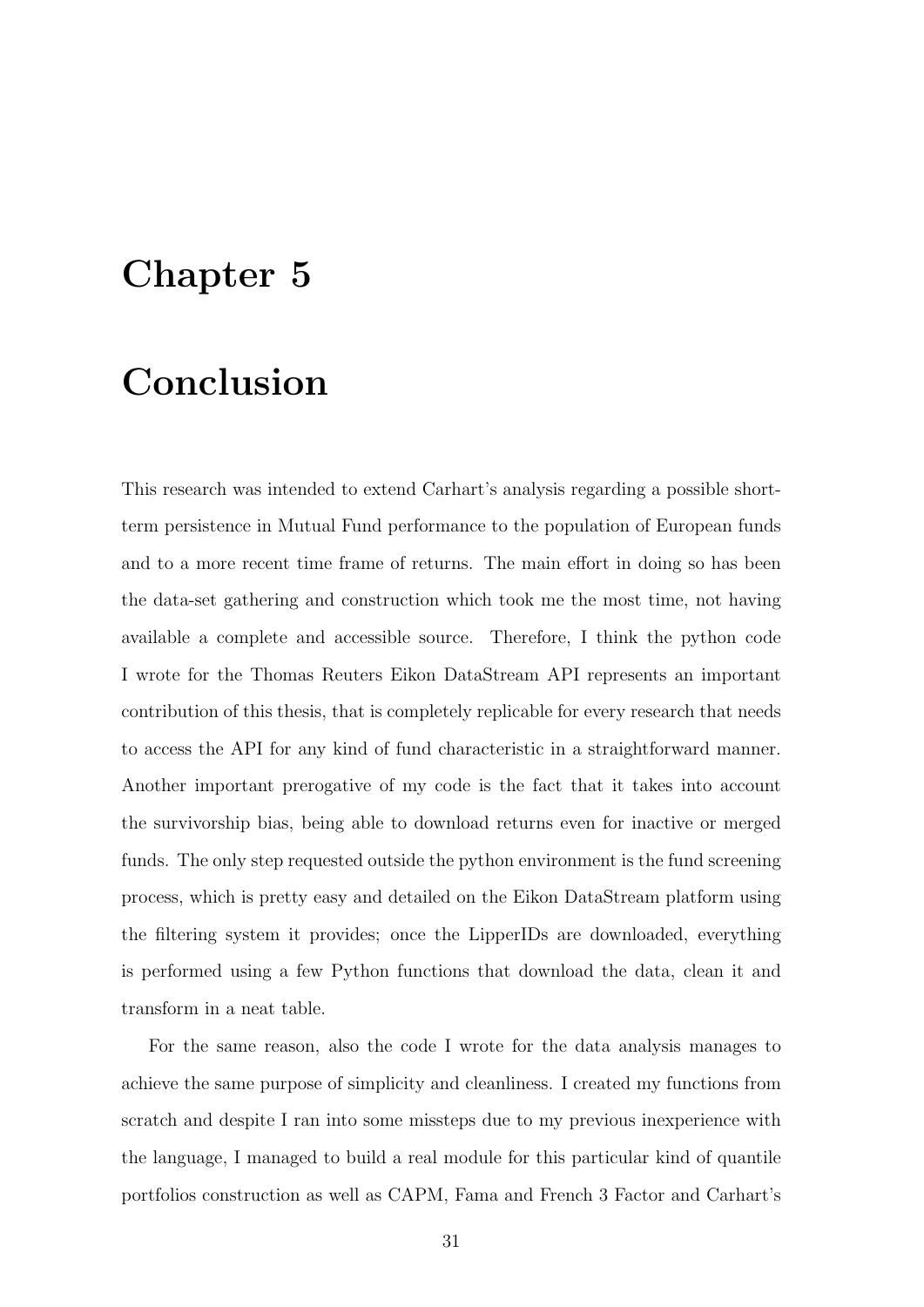# Chapter 5

# Conclusion

This research was intended to extend Carhart's analysis regarding a possible short-term persistence in Mutual Fund performance to the population of European funds and to a more recent time frame of returns. The main effort in doing so has been the data-set gathering and construction which took me the most time, not having available a complete and accessible source. Therefore, I think the python code I wrote for the Thomas Reuters Eikon DataStream API represents an important contribution of this thesis, that is completely replicable for every research that needs to access the API for any kind of fund characteristic in a straightforward manner. Another important prerogative of my code is the fact that it takes into account the survivorship bias, being able to download returns even for inactive or merged funds. The only step requested outside the python environment is the fund screening process, which is pretty easy and detailed on the Eikon DataStream platform using the filtering system it provides; once the LipperIDs are downloaded, everything is performed using a few Python functions that download the data, clean it and transform in a neat table.

For the same reason, also the code I wrote for the data analysis manages to achieve the same purpose of simplicity and cleanliness. I created my functions from scratch and despite I ran into some missteps due to my previous inexperience with the language, I managed to build a real module for this particular kind of quantile portfolios construction as well as CAPM, Fama and French 3 Factor and Carhart's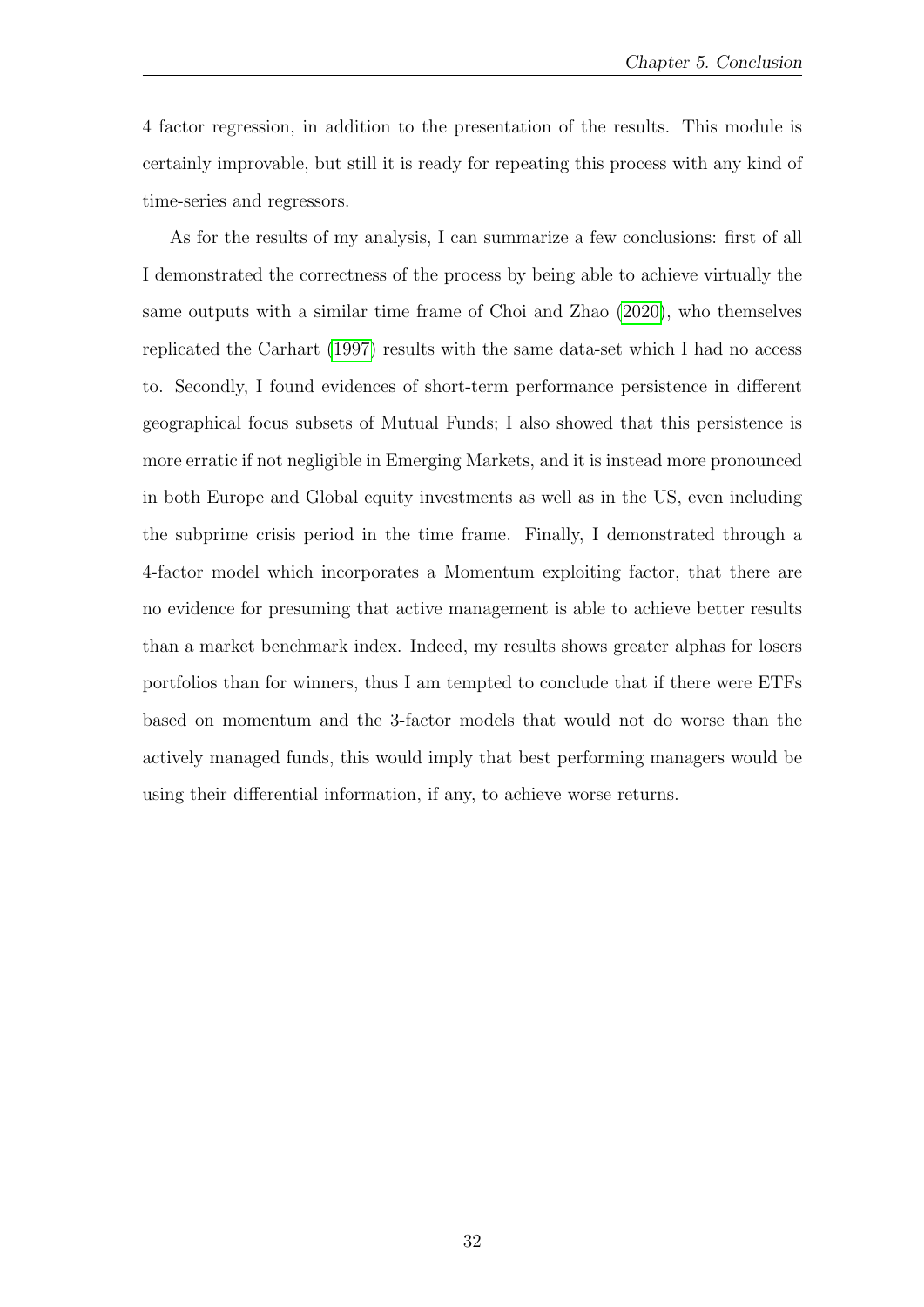4 factor regression, in addition to the presentation of the results. This module is certainly improvable, but still it is ready for repeating this process with any kind of time-series and regressors.

As for the results of my analysis, I can summarize a few conclusions: first of all I demonstrated the correctness of the process by being able to achieve virtually the same outputs with a similar time frame of Choi and Zhao (2020), who themselves replicated the Carhart (1997) results with the same data-set which I had no access to. Secondly, I found evidences of short-term performance persistence in different geographical focus subsets of Mutual Funds; I also showed that this persistence is more erratic if not negligible in Emerging Markets, and it is instead more pronounced in both Europe and Global equity investments as well as in the US, even including the subprime crisis period in the time frame. Finally, I demonstrated through a 4-factor model which incorporates a Momentum exploiting factor, that there are no evidence for presuming that active management is able to achieve better results than a market benchmark index. Indeed, my results shows greater alphas for losers portfolios than for winners, thus I am tempted to conclude that if there were ETFs based on momentum and the 3-factor models that would not do worse than the actively managed funds, this would imply that best performing managers would be using their differential information, if any, to achieve worse returns.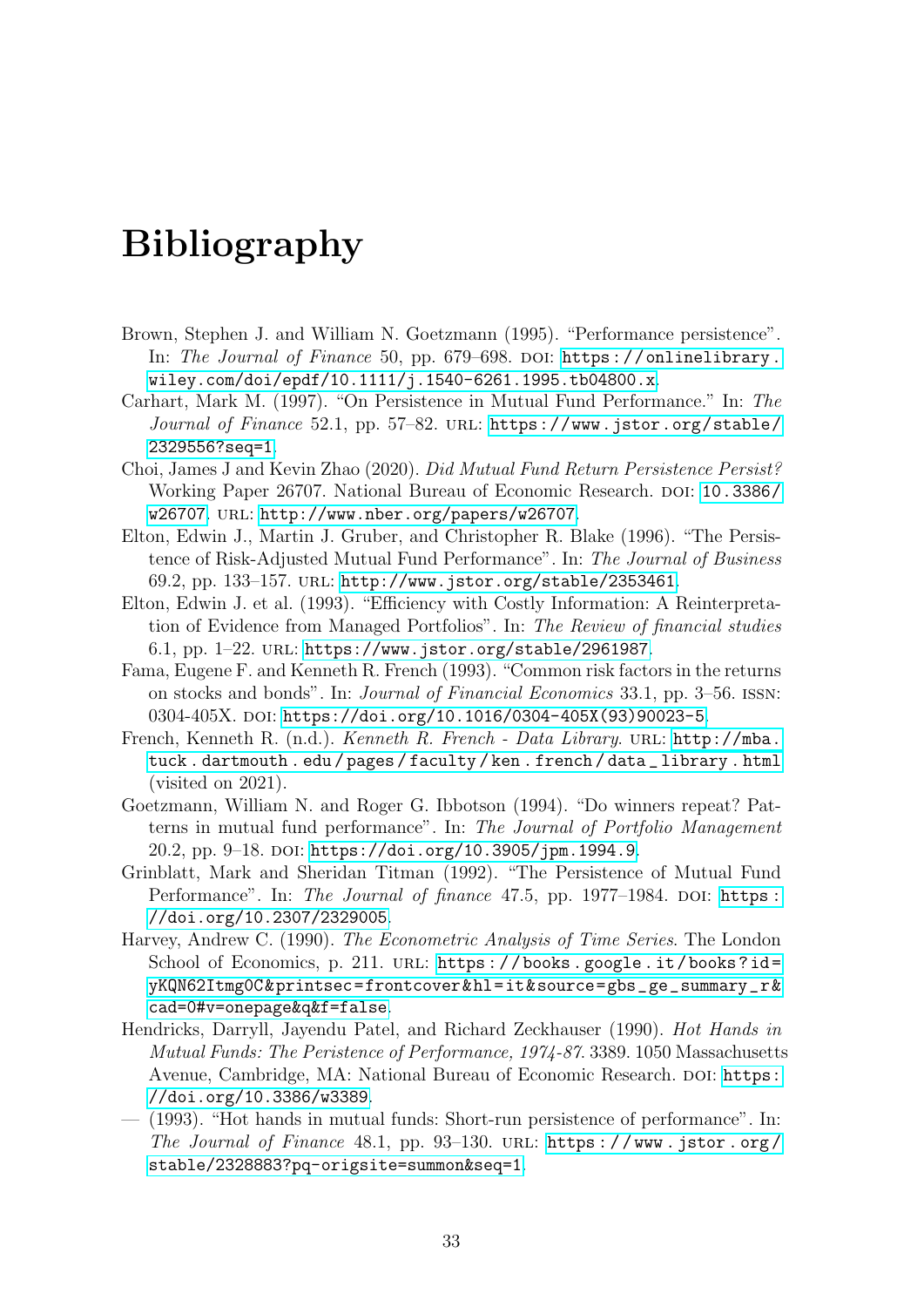# Bibliography

Brown, Stephen J. and William N. Goetzmann (1995). "Performance persistence". In: *The Journal of Finance* 50, pp. 679–698. DOI: https://onlinelibrary.wiley.com/doi/epdf/10.1111/j.1540-6261.1995.tb04800.x.

Carhart, Mark M. (1997). "On Persistence in Mutual Fund Performance." In: *The Journal of Finance* 52.1, pp. 57–82. URL: https://www.jstor.org/stable/2329556?seq=1.

Choi, James J and Kevin Zhao (2020). *Did Mutual Fund Return Persistence Persist?* Working Paper 26707. National Bureau of Economic Research. DOI: 10.3386/w26707. URL: http://www.nber.org/papers/w26707.

Elton, Edwin J., Martin J. Gruber, and Christopher R. Blake (1996). "The Persistence of Risk-Adjusted Mutual Fund Performance". In: *The Journal of Business* 69.2, pp. 133–157. URL: http://www.jstor.org/stable/2353461.

Elton, Edwin J. et al. (1993). "Efficiency with Costly Information: A Reinterpretation of Evidence from Managed Portfolios". In: *The Review of financial studies* 6.1, pp. 1–22. URL: https://www.jstor.org/stable/2961987.

Fama, Eugene F. and Kenneth R. French (1993). "Common risk factors in the returns on stocks and bonds". In: *Journal of Financial Economics* 33.1, pp. 3–56. ISSN: 0304-405X. DOI: https://doi.org/10.1016/0304-405X(93)90023-5.

French, Kenneth R. (n.d.). *Kenneth R. French - Data Library*. URL: http://mba.tuck.dartmouth.edu/pages/faculty/ken.french/data_library.html (visited on 2021).

Goetzmann, William N. and Roger G. Ibbotson (1994). "Do winners repeat? Patterns in mutual fund performance". In: *The Journal of Portfolio Management* 20.2, pp. 9–18. DOI: https://doi.org/10.3905/jpm.1994.9.

Grinblatt, Mark and Sheridan Titman (1992). "The Persistence of Mutual Fund Performance". In: *The Journal of finance* 47.5, pp. 1977–1984. DOI: https://doi.org/10.2307/2329005.

Harvey, Andrew C. (1990). *The Econometric Analysis of Time Series*. The London School of Economics, p. 211. URL: https://books.google.it/books?id=yKQN62Itmg0C&printsec=frontcover&hl=it&source=gbs_ge_summary_r&cad=0#v=onepage&q&f=false.

Hendricks, Darryll, Jayendu Patel, and Richard Zeckhauser (1990). *Hot Hands in Mutual Funds: The Peristence of Performance, 1974-87*. 3389. 1050 Massachusetts Avenue, Cambridge, MA: National Bureau of Economic Research. DOI: https://doi.org/10.3386/w3389.

— (1993). "Hot hands in mutual funds: Short-run persistence of performance". In: *The Journal of Finance* 48.1, pp. 93–130. URL: https://www.jstor.org/stable/2328883?pq-origsite=summon&seq=1.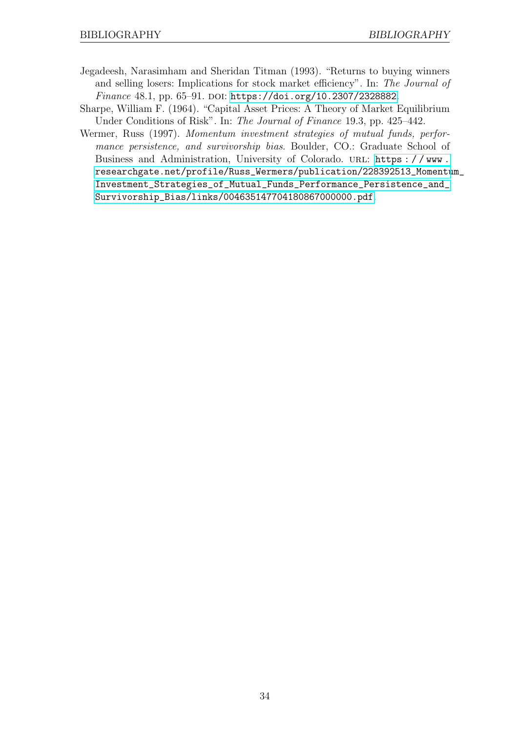Jegadeesh, Narasimham and Sheridan Titman (1993). “Returns to buying winners and selling losers: Implications for stock market efficiency”. In: *The Journal of Finance* 48.1, pp. 65–91. DOI: https://doi.org/10.2307/2328882.

Sharpe, William F. (1964). “Capital Asset Prices: A Theory of Market Equilibrium Under Conditions of Risk”. In: *The Journal of Finance* 19.3, pp. 425–442.

Wermer, Russ (1997). *Momentum investment strategies of mutual funds, performance persistence, and survivorship bias*. Boulder, CO.: Graduate School of Business and Administration, University of Colorado. URL: https://www.researchgate.net/profile/Russ_Wermers/publication/228392513_Momentum_Investment_Strategies_of_Mutual_Funds_Performance_Persistence_and_Survivorship_Bias/links/00463514770418086700000.pdf.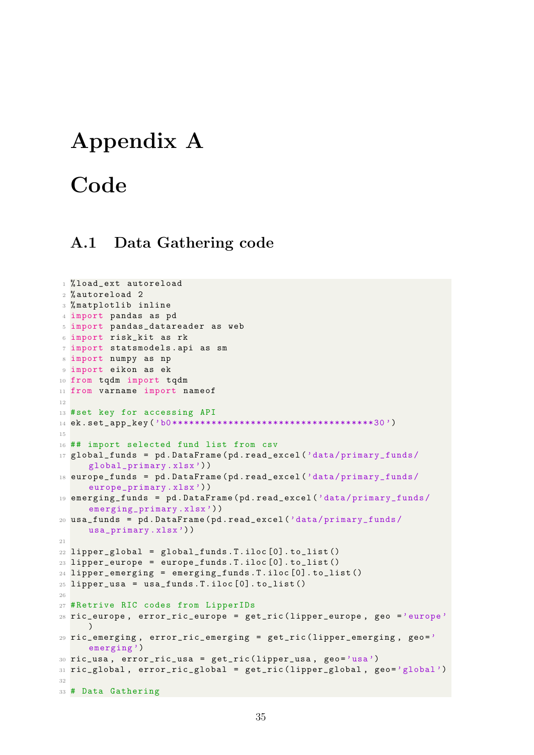# Appendix A

# Code

## A.1 Data Gathering code

```
%load_ext autoreload
%autoreload 2
%matplotlib inline
import pandas as pd
import pandas_datareader as web
import risk_kit as rk
import statsmodels.api as sm
import numpy as np
import eikon as ek
from tqdm import tqdm
from varname import nameof

#set key for accessing API
ek.set_app_key('b0************************************30')

## import selected fund list from csv
global_funds = pd.DataFrame(pd.read_excel('data/primary_funds/
    global_primary.xlsx'))
europe_funds = pd.DataFrame(pd.read_excel('data/primary_funds/
    europe_primary.xlsx'))
emerging_funds = pd.DataFrame(pd.read_excel('data/primary_funds/
    emerging_primary.xlsx'))
usa_funds = pd.DataFrame(pd.read_excel('data/primary_funds/
    usa_primary.xlsx'))

lipper_global = global_funds.T.iloc[0].to_list()
lipper_europe = europe_funds.T.iloc[0].to_list()
lipper_emerging = emerging_funds.T.iloc[0].to_list()
lipper_usa = usa_funds.T.iloc[0].to_list()

#Retrive RIC codes from LipperIDs
ric_europe, error_ric_europe = get_ric(lipper_europe, geo ='europe'
    )
ric_emerging, error_ric_emerging = get_ric(lipper_emerging, geo='
    emerging')
ric_usa, error_ric_usa = get_ric(lipper_usa, geo='usa')
ric_global, error_ric_global = get_ric(lipper_global, geo='global')

# Data Gathering
```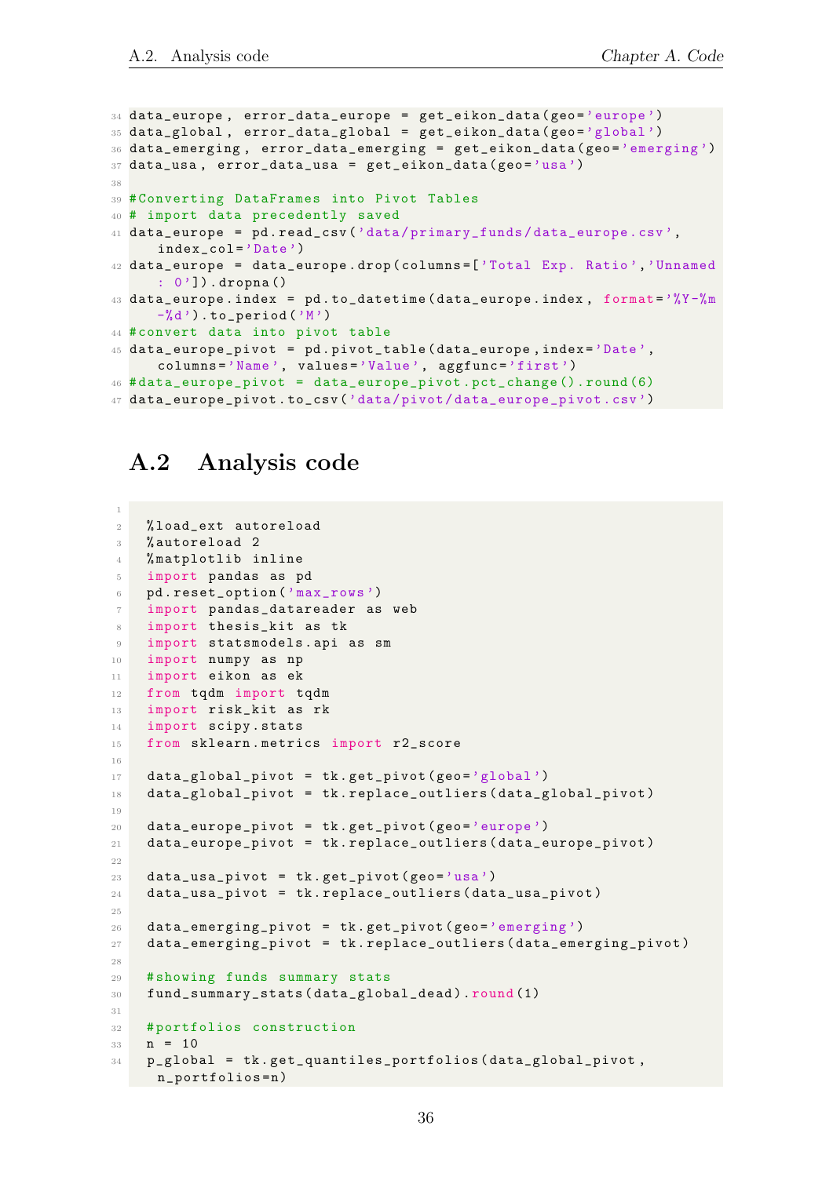```python
data_europe, error_data_europe = get_eikon_data(geo='europe')
data_global, error_data_global = get_eikon_data(geo='global')
data_emerging, error_data_emerging = get_eikon_data(geo='emerging')
data_usa, error_data_usa = get_eikon_data(geo='usa')

#Converting DataFrames into Pivot Tables
# import data precedently saved
data_europe = pd.read_csv('data/primary_funds/data_europe.csv',
    index_col='Date')
data_europe = data_europe.drop(columns=['Total Exp. Ratio','Unnamed
    : 0']).dropna()
data_europe.index = pd.to_datetime(data_europe.index, format='%Y-%m
    -%d').to_period('M')
#convert data into pivot table
data_europe_pivot = pd.pivot_table(data_europe,index='Date',
    columns='Name', values='Value', aggfunc='first')
#data_europe_pivot = data_europe_pivot.pct_change().round(6)
data_europe_pivot.to_csv('data/pivot/data_europe_pivot.csv')
```

## A.2 Analysis code

```python

%load_ext autoreload
%autoreload 2
%matplotlib inline
import pandas as pd
pd.reset_option('max_rows')
import pandas_datareader as web
import thesis_kit as tk
import statsmodels.api as sm
import numpy as np
import eikon as ek
from tqdm import tqdm
import risk_kit as rk
import scipy.stats
from sklearn.metrics import r2_score

data_global_pivot = tk.get_pivot(geo='global')
data_global_pivot = tk.replace_outliers(data_global_pivot)

data_europe_pivot = tk.get_pivot(geo='europe')
data_europe_pivot = tk.replace_outliers(data_europe_pivot)

data_usa_pivot = tk.get_pivot(geo='usa')
data_usa_pivot = tk.replace_outliers(data_usa_pivot)

data_emerging_pivot = tk.get_pivot(geo='emerging')
data_emerging_pivot = tk.replace_outliers(data_emerging_pivot)

#showing funds summary stats
fund_summary_stats(data_global_dead).round(1)

#portfolios construction
n = 10
p_global = tk.get_quantiles_portfolios(data_global_pivot,
    n_portfolios=n)
```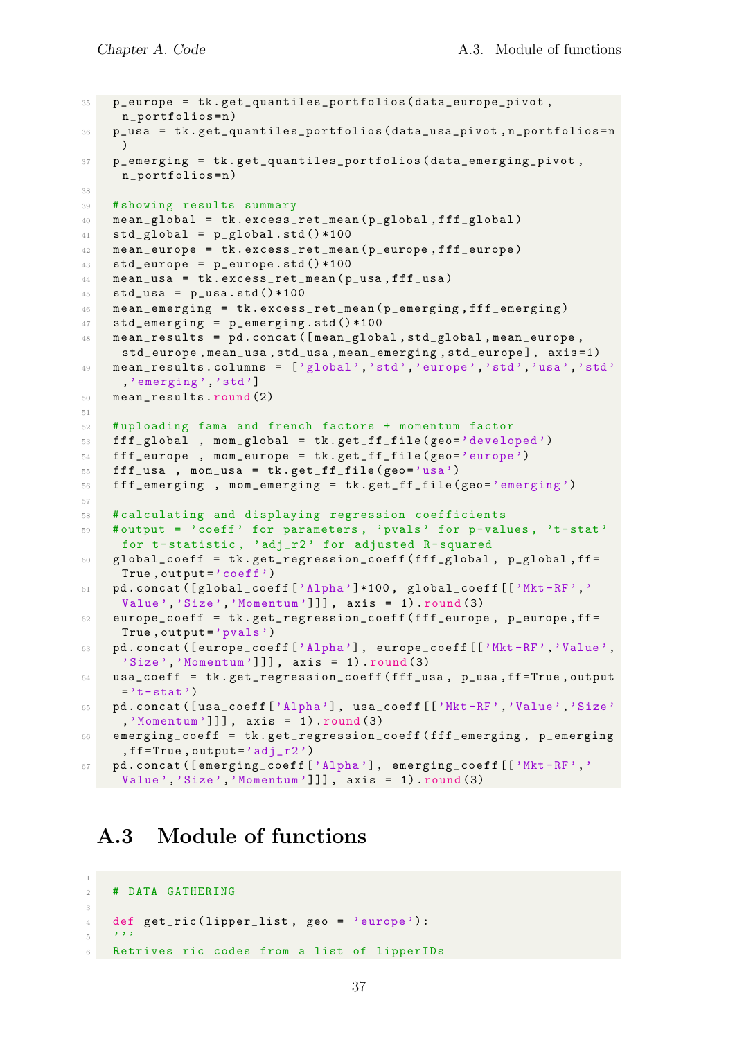```
p_europe = tk.get_quantiles_portfolios(data_europe_pivot,
 n_portfolios=n)
p_usa = tk.get_quantiles_portfolios(data_usa_pivot,n_portfolios=n
 )
p_emerging = tk.get_quantiles_portfolios(data_emerging_pivot,
 n_portfolios=n)

#showing results summary
mean_global = tk.excess_ret_mean(p_global,fff_global)
std_global = p_global.std()*100
mean_europe = tk.excess_ret_mean(p_europe,fff_europe)
std_europe = p_europe.std()*100
mean_usa = tk.excess_ret_mean(p_usa,fff_usa)
std_usa = p_usa.std()*100
mean_emerging = tk.excess_ret_mean(p_emerging,fff_emerging)
std_emerging = p_emerging.std()*100
mean_results = pd.concat([mean_global,std_global,mean_europe,
 std_europe,mean_usa,std_usa,mean_emerging,std_europe], axis=1)
mean_results.columns = ['global','std','europe','std','usa','std'
 ,'emerging','std']
mean_results.round(2)

#uploading fama and french factors + momentum factor
fff_global , mom_global = tk.get_ff_file(geo='developed')
fff_europe , mom_europe = tk.get_ff_file(geo='europe')
fff_usa , mom_usa = tk.get_ff_file(geo='usa')
fff_emerging , mom_emerging = tk.get_ff_file(geo='emerging')

#calculating and displaying regression coefficients
#output = 'coeff' for parameters, 'pvals' for p-values, 't-stat'
 for t-statistic, 'adj_r2' for adjusted R-squared
global_coeff = tk.get_regression_coeff(fff_global, p_global,ff=
 True,output='coeff')
pd.concat([global_coeff['Alpha']*100, global_coeff[['Mkt-RF','
 Value','Size','Momentum']]], axis = 1).round(3)
europe_coeff = tk.get_regression_coeff(fff_europe, p_europe,ff=
 True,output='pvals')
pd.concat([europe_coeff['Alpha'], europe_coeff[['Mkt-RF','Value',
 'Size','Momentum']]], axis = 1).round(3)
usa_coeff = tk.get_regression_coeff(fff_usa, p_usa,ff=True,output
 ='t-stat')
pd.concat([usa_coeff['Alpha'], usa_coeff[['Mkt-RF','Value','Size'
 ,'Momentum']]], axis = 1).round(3)
emerging_coeff = tk.get_regression_coeff(fff_emerging, p_emerging
 ,ff=True,output='adj_r2')
pd.concat([emerging_coeff['Alpha'], emerging_coeff[['Mkt-RF','
 Value','Size','Momentum']]], axis = 1).round(3)
```

## A.3 Module of functions

```

# DATA GATHERING

def get_ric(lipper_list, geo = 'europe'):
'''
Retrives ric codes from a list of lipperIDs
```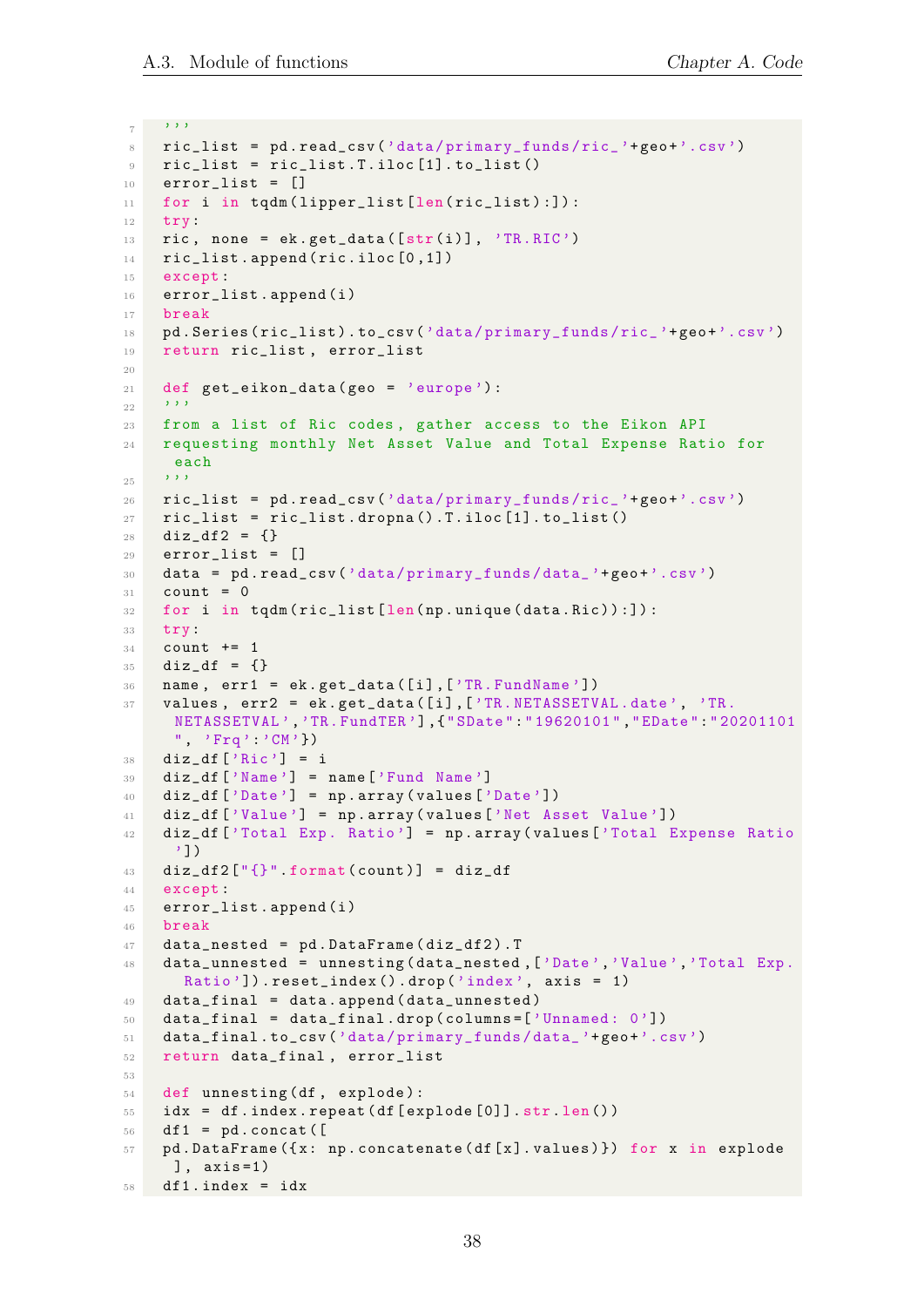```
    '''
    ric_list = pd.read_csv('data/primary_funds/ric_'+geo+'.csv')
    ric_list = ric_list.T.iloc[1].to_list()
    error_list = []
    for i in tqdm(lipper_list[len(ric_list):]):
        try:
            ric, none = ek.get_data([str(i)], 'TR.RIC')
            ric_list.append(ric.iloc[0,1])
        except:
            error_list.append(i)
            break
    pd.Series(ric_list).to_csv('data/primary_funds/ric_'+geo+'.csv')
    return ric_list, error_list

def get_eikon_data(geo = 'europe'):
    '''
    from a list of Ric codes, gather access to the Eikon API
    requesting monthly Net Asset Value and Total Expense Ratio for
     each
    '''
    ric_list = pd.read_csv('data/primary_funds/ric_'+geo+'.csv')
    ric_list = ric_list.dropna().T.iloc[1].to_list()
    diz_df2 = {}
    error_list = []
    data = pd.read_csv('data/primary_funds/data_'+geo+'.csv')
    count = 0
    for i in tqdm(ric_list[len(np.unique(data.Ric)):]):
        try:
            count += 1
            diz_df = {}
            name, err1 = ek.get_data([i],['TR.FundName'])
            values, err2 = ek.get_data([i],['TR.NETASSETVAL.date', 'TR.
             NETASSETVAL','TR.FundTER'],{"SDate":"19620101","EDate":"20201101
             ", 'Frq':'CM'})
            diz_df['Ric'] = i
            diz_df['Name'] = name['Fund Name']
            diz_df['Date'] = np.array(values['Date'])
            diz_df['Value'] = np.array(values['Net Asset Value'])
            diz_df['Total Exp. Ratio'] = np.array(values['Total Expense Ratio
             '])
            diz_df2["{}".format(count)] = diz_df
        except:
            error_list.append(i)
            break
    data_nested = pd.DataFrame(diz_df2).T
    data_unnested = unnesting(data_nested,['Date','Value','Total Exp.
      Ratio']).reset_index().drop('index', axis = 1)
    data_final = data.append(data_unnested)
    data_final = data_final.drop(columns=['Unnamed: 0'])
    data_final.to_csv('data/primary_funds/data_'+geo+'.csv')
    return data_final, error_list

def unnesting(df, explode):
    idx = df.index.repeat(df[explode[0]].str.len())
    df1 = pd.concat([
        pd.DataFrame({x: np.concatenate(df[x].values)}) for x in explode
         ], axis=1)
    df1.index = idx
```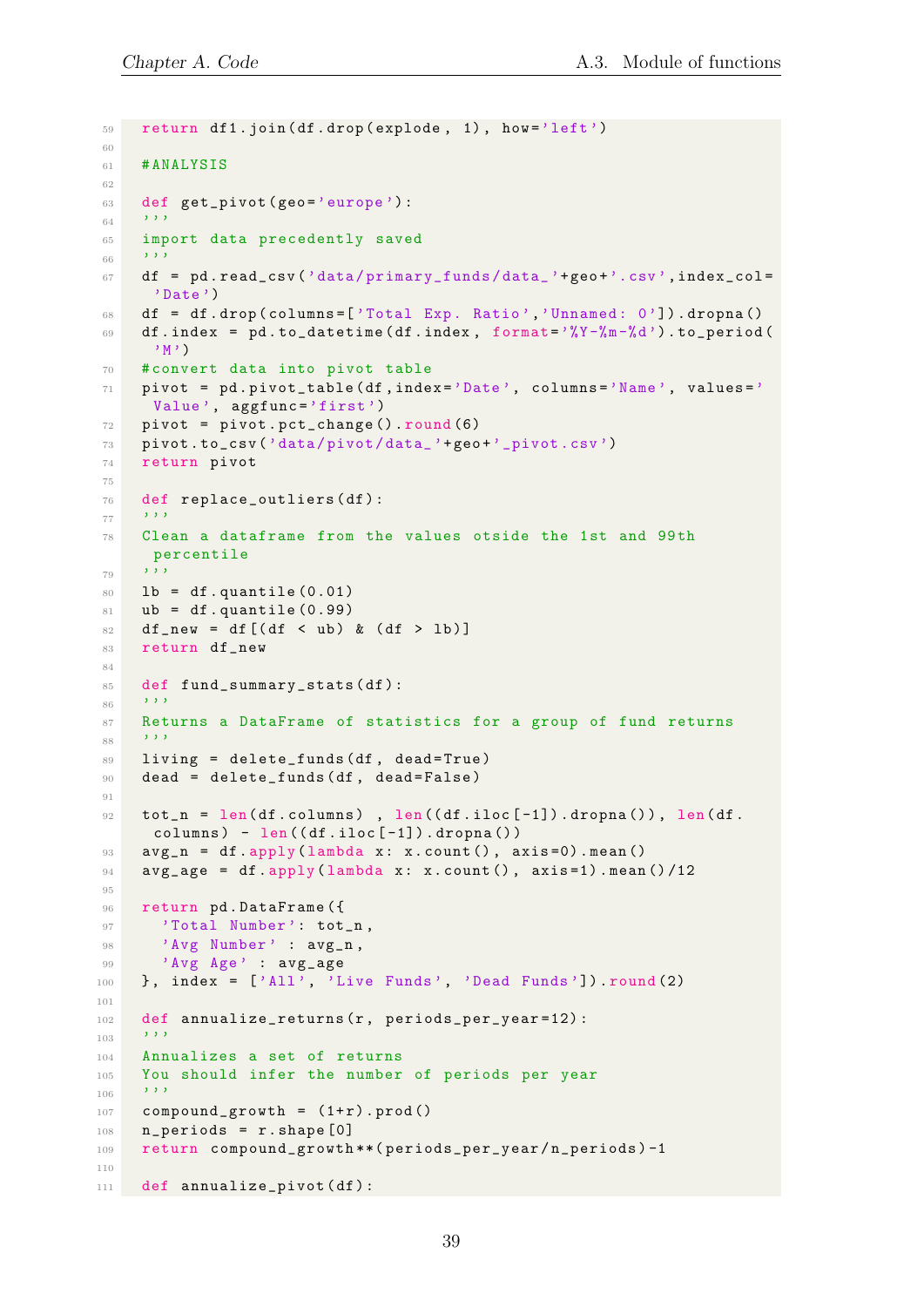```python
return df1.join(df.drop(explode, 1), how='left')

#ANALYSIS

def get_pivot(geo='europe'):
'''
import data precedently saved
'''
df = pd.read_csv('data/primary_funds/data_'+geo+'.csv',index_col='Date')
df = df.drop(columns=['Total Exp. Ratio','Unnamed: 0']).dropna()
df.index = pd.to_datetime(df.index, format='%Y-%m-%d').to_period('M')
#convert data into pivot table
pivot = pd.pivot_table(df,index='Date', columns='Name', values='Value', aggfunc='first')
pivot = pivot.pct_change().round(6)
pivot.to_csv('data/pivot/data_'+geo+'_pivot.csv')
return pivot

def replace_outliers(df):
'''
Clean a dataframe from the values otside the 1st and 99th percentile
'''
lb = df.quantile(0.01)
ub = df.quantile(0.99)
df_new = df[(df < ub) & (df > lb)]
return df_new

def fund_summary_stats(df):
'''
Returns a DataFrame of statistics for a group of fund returns
'''
living = delete_funds(df, dead=True)
dead = delete_funds(df, dead=False)

tot_n = len(df.columns) , len((df.iloc[-1]).dropna()), len(df.columns) - len((df.iloc[-1]).dropna())
avg_n = df.apply(lambda x: x.count(), axis=0).mean()
avg_age = df.apply(lambda x: x.count(), axis=1).mean()/12

return pd.DataFrame({
  'Total Number': tot_n,
  'Avg Number' : avg_n,
  'Avg Age' : avg_age
}, index = ['All', 'Live Funds', 'Dead Funds']).round(2)

def annualize_returns(r, periods_per_year=12):
'''
Annualizes a set of returns
You should infer the number of periods per year
'''
compound_growth = (1+r).prod()
n_periods = r.shape[0]
return compound_growth**(periods_per_year/n_periods)-1

def annualize_pivot(df):
```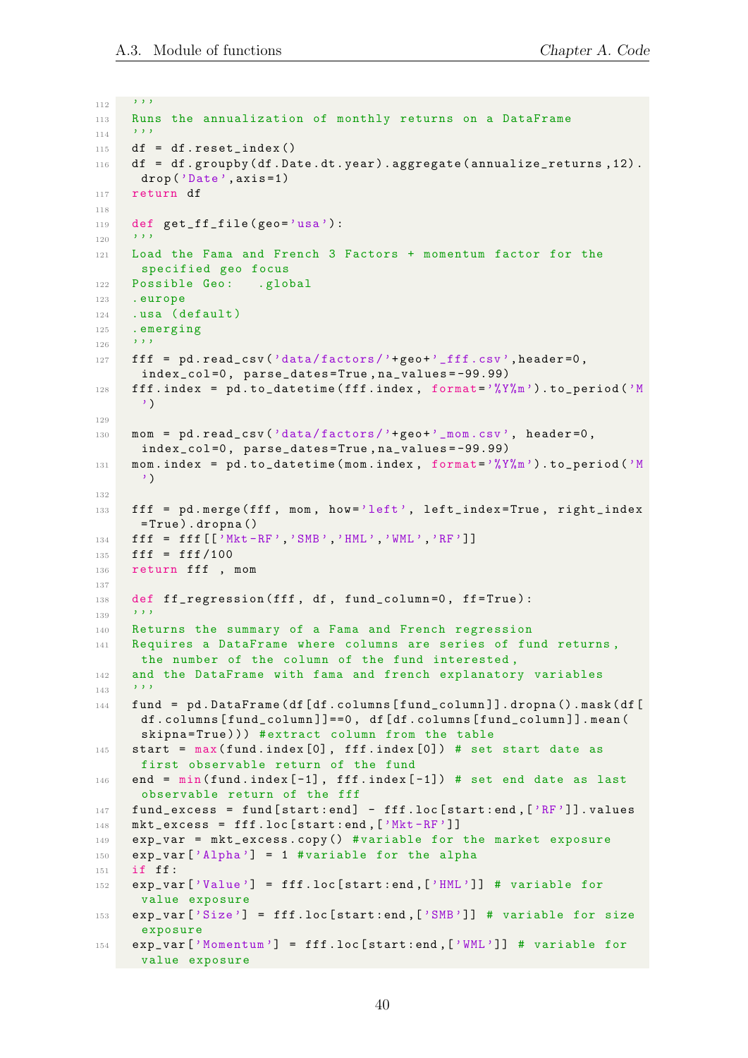```
    '''
    Runs the annualization of monthly returns on a DataFrame
    '''
    df = df.reset_index()
    df = df.groupby(df.Date.dt.year).aggregate(annualize_returns,12).drop('Date',axis=1)
    return df

def get_ff_file(geo='usa'):
    '''
    Load the Fama and French 3 Factors + momentum factor for the specified geo focus
    Possible Geo:   .global
    .europe
    .usa (default)
    .emerging
    '''
    fff = pd.read_csv('data/factors/'+geo+'_fff.csv',header=0, index_col=0, parse_dates=True,na_values=-99.99)
    fff.index = pd.to_datetime(fff.index, format='%Y%m').to_period('M')

    mom = pd.read_csv('data/factors/'+geo+'_mom.csv', header=0, index_col=0, parse_dates=True,na_values=-99.99)
    mom.index = pd.to_datetime(mom.index, format='%Y%m').to_period('M')

    fff = pd.merge(fff, mom, how='left', left_index=True, right_index=True).dropna()
    fff = fff[['Mkt-RF','SMB','HML','WML','RF']]
    fff = fff/100
    return fff , mom

def ff_regression(fff, df, fund_column=0, ff=True):
    '''
    Returns the summary of a Fama and French regression
    Requires a DataFrame where columns are series of fund returns, the number of the column of the fund interested,
    and the DataFrame with fama and french explanatory variables
    '''
    fund = pd.DataFrame(df[df.columns[fund_column]].dropna().mask(df[df.columns[fund_column]]==0, df[df.columns[fund_column]].mean(skipna=True))) #extract column from the table
    start = max(fund.index[0], fff.index[0]) # set start date as first observable return of the fund
    end = min(fund.index[-1], fff.index[-1]) # set end date as last observable return of the fff
    fund_excess = fund[start:end] - fff.loc[start:end,['RF']].values
    mkt_excess = fff.loc[start:end,['Mkt-RF']]
    exp_var = mkt_excess.copy() #variable for the market exposure
    exp_var['Alpha'] = 1 #variable for the alpha
    if ff:
    exp_var['Value'] = fff.loc[start:end,['HML']] # variable for value exposure
    exp_var['Size'] = fff.loc[start:end,['SMB']] # variable for size exposure
    exp_var['Momentum'] = fff.loc[start:end,['WML']] # variable for value exposure
```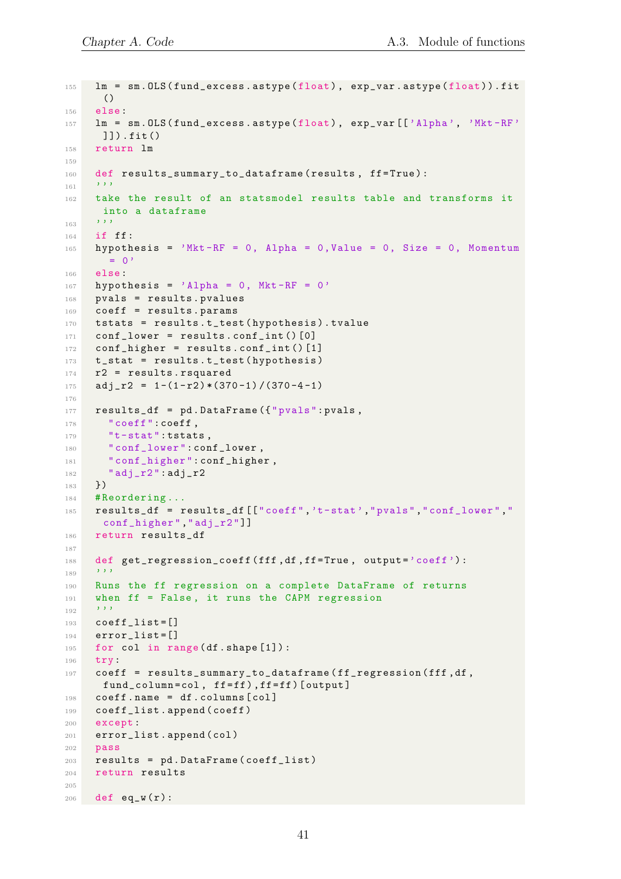```
    lm = sm.OLS(fund_excess.astype(float), exp_var.astype(float)).fit()
    else:
    lm = sm.OLS(fund_excess.astype(float), exp_var[['Alpha', 'Mkt-RF']]).fit()
    return lm

def results_summary_to_dataframe(results, ff=True):
    '''
    take the result of an statsmodel results table and transforms it into a dataframe
    '''
    if ff:
    hypothesis = 'Mkt-RF = 0, Alpha = 0,Value = 0, Size = 0, Momentum = 0'
    else:
    hypothesis = 'Alpha = 0, Mkt-RF = 0'
    pvals = results.pvalues
    coeff = results.params
    tstats = results.t_test(hypothesis).tvalue
    conf_lower = results.conf_int()[0]
    conf_higher = results.conf_int()[1]
    t_stat = results.t_test(hypothesis)
    r2 = results.rsquared
    adj_r2 = 1-(1-r2)*(370-1)/(370-4-1)

    results_df = pd.DataFrame({"pvals":pvals,
        "coeff":coeff,
        "t-stat":tstats,
        "conf_lower":conf_lower,
        "conf_higher":conf_higher,
        "adj_r2":adj_r2
    })
    #Reordering...
    results_df = results_df[["coeff",'t-stat',"pvals","conf_lower","conf_higher","adj_r2"]]
    return results_df

def get_regression_coeff(fff,df,ff=True, output='coeff'):
    '''
    Runs the ff regression on a complete DataFrame of returns
    when ff = False, it runs the CAPM regression
    '''
    coeff_list=[]
    error_list=[]
    for col in range(df.shape[1]):
    try:
    coeff = results_summary_to_dataframe(ff_regression(fff,df,fund_column=col, ff=ff),ff=ff)[output]
    coeff.name = df.columns[col]
    coeff_list.append(coeff)
    except:
    error_list.append(col)
    pass
    results = pd.DataFrame(coeff_list)
    return results

def eq_w(r):
```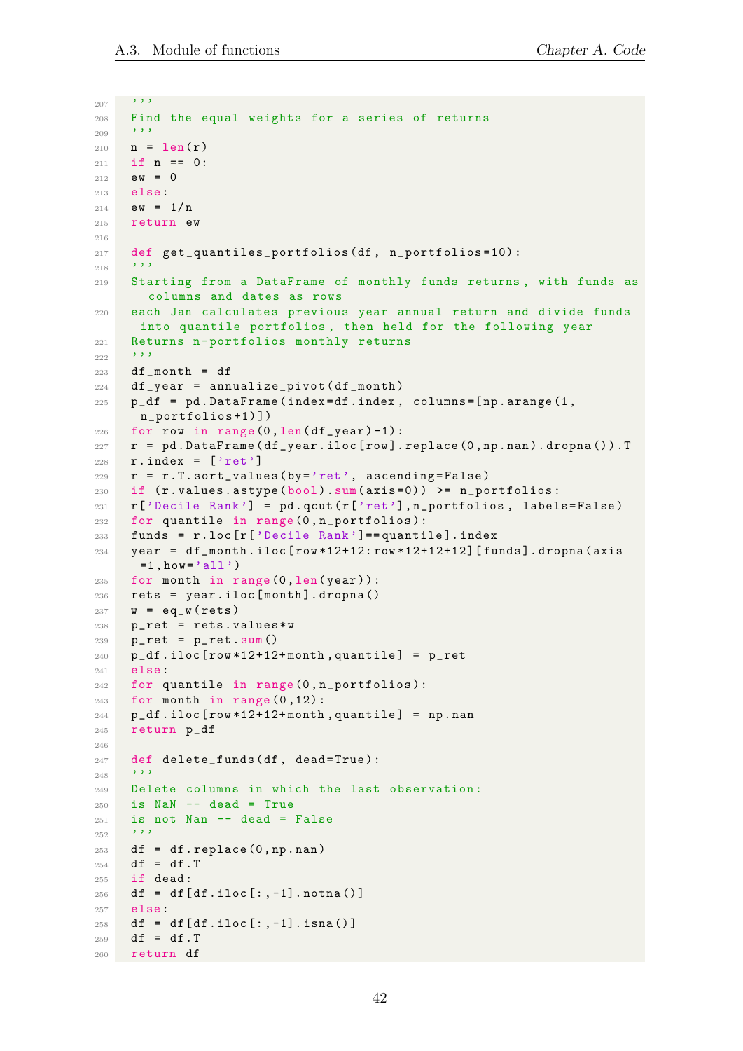```
    '''
    Find the equal weights for a series of returns
    '''
    n = len(r)
    if n == 0:
        ew = 0
    else:
        ew = 1/n
    return ew

def get_quantiles_portfolios(df, n_portfolios=10):
    '''
    Starting from a DataFrame of monthly funds returns, with funds as columns and dates as rows
    each Jan calculates previous year annual return and divide funds into quantile portfolios, then held for the following year
    Returns n-portfolios monthly returns
    '''
    df_month = df
    df_year = annualize_pivot(df_month)
    p_df = pd.DataFrame(index=df.index, columns=[np.arange(1, n_portfolios+1)])
    for row in range(0,len(df_year)-1):
        r = pd.DataFrame(df_year.iloc[row].replace(0,np.nan).dropna()).T
        r.index = ['ret']
        r = r.T.sort_values(by='ret', ascending=False)
        if (r.values.astype(bool).sum(axis=0)) >= n_portfolios:
            r['Decile Rank'] = pd.qcut(r['ret'],n_portfolios, labels=False)
            for quantile in range(0,n_portfolios):
                funds = r.loc[r['Decile Rank']==quantile].index
                year = df_month.iloc[row*12+12:row*12+12+12][funds].dropna(axis=1,how='all')
                for month in range(0,len(year)):
                    rets = year.iloc[month].dropna()
                    w = eq_w(rets)
                    p_ret = rets.values*w
                    p_ret = p_ret.sum()
                    p_df.iloc[row*12+12+month,quantile] = p_ret
        else:
            for quantile in range(0,n_portfolios):
                for month in range(0,12):
                    p_df.iloc[row*12+12+month,quantile] = np.nan
    return p_df

def delete_funds(df, dead=True):
    '''
    Delete columns in which the last observation:
    is NaN -- dead = True
    is not Nan -- dead = False
    '''
    df = df.replace(0,np.nan)
    df = df.T
    if dead:
        df = df[df.iloc[:,-1].notna()]
    else:
        df = df[df.iloc[:,-1].isna()]
    df = df.T
    return df
```